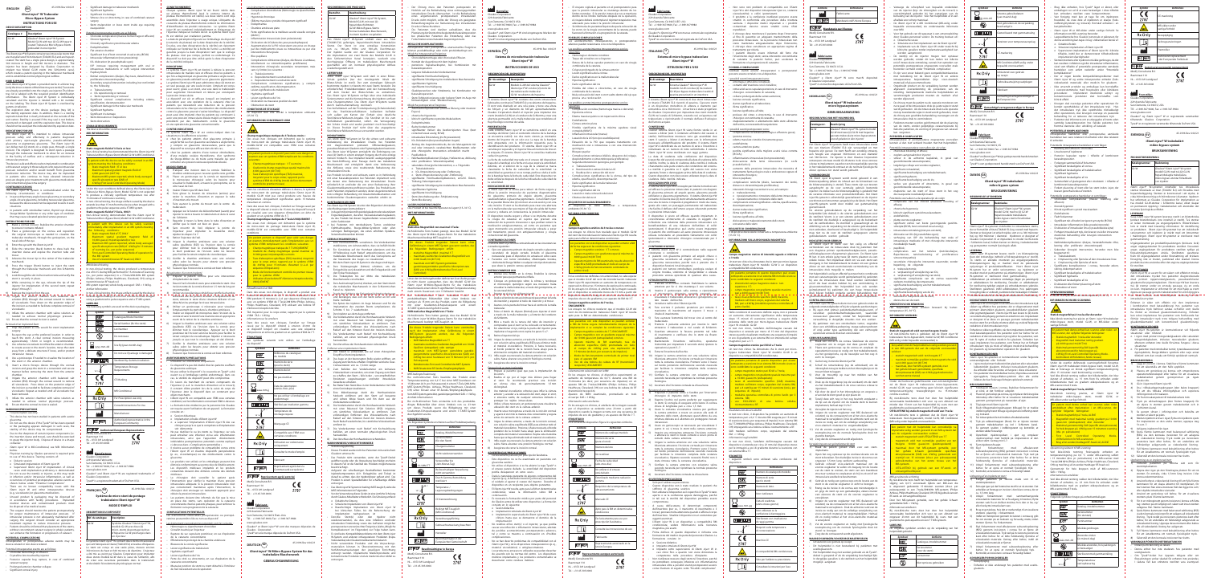**ENGLISH EN** 45-0196 Rev 4 04/21

Significant damage to trabecular meshwor

Potential postoperative events are as follow

# **iStent** *inject***® W Trabecular**

## **Micro-Bypass System INSTRUCTIONS FOR USE**

## **DEVICE DESCRIPTION**

| Catalogue # | <b>Description</b>                                                                                                                             |
|-------------|------------------------------------------------------------------------------------------------------------------------------------------------|
| G2-W        | Glaukos® iStent inject® W System<br>Model G2-W with two (2) G2-W heparin<br>coated Trabecular Micro-Bypass Stents<br>preloaded in one injector |

The iStent *inject®W* System contains two intraocular stents th itanium (Ti6Al4V ELI) and are hep  $\cos$  coated. The stent has a single piece design, is approximate 360 microns in height and 360 microns in diameter. Th ector has been designed by Glauko implant two Model G2-W stents into Schlemm's canal, hich creates a patent opening in the trabecular meshw nd re-establishes normal physiological outflow.

ach iStent *inject* W System is provided sterile in a blister tra (only the inner contents of the blister tray are sterile). Two stent already assembled onto the single-use injector. The blist tray lid is labeled with the required product identification information. The iStent *inject* W System is individually serialized and the injector is labeled with a lot number on the labeling. The iStent *inject* W System is sterilized by gamma irradiation.

## **HOW SUPPLIED**

The expiration date on the device package (tray lid) is he sterility expiration date. In addition, there is a steril expiration date that is clearly indicated on the outside of the it carton. Sterility is assured if the tray seal is not broke punctured or damaged until the expiration date. This device should not be used past the indicated sterility expiration date. **INDICATIONS FOR USE**

**The interpolata in intended** to reduce intraocular pressure safely and effectively in patients diagnosed with primary open-angle glaucoma, pseudo-exfoliati aucoma or pigmentary glaucoma. The iStent *inject* W, an deliver two (2) stents on a single pass, through a single ncision. The implant is designed to stent open a passage rough the trabecular meshwork to allow for an increa in the facility of outflow and a subsequent reduction in intraocular pressure.

The device is safe and effective when implanted in combinati with cataract surgery in those subjects who require intraocular pressure reduction and/or would benefit from glaucoma medication reduction. The device may also be implanted in patients who continue to have elevated intraocul pressure despite prior treatment with glaucoma medications and conventional glaucoma surgery.

ngle-closure glaucoma, including neovascular gla because the device would not be expected to work in such situations

### **INSTRUCTIONS FOR USE** Make a corneal incision. Stabilize the anterior chamber

- to ensure it remains inflated. Place a gonioscope on the cornea and reposition the surgical microscope as needed to visualize the
- trabecular meshwork, through the gonioprism, on the nasal side of the eye. 3) Enter the eye with the iStent *inject* W. Slide the retraction (back) button to draw back t
- insertion sleeve and expose the insertion tube and trocar.
- 5) Advance the trocar tip to the center of the trabecular meshwork. Press the trigger (front) button to inject the stent
- through the trabecular meshwork and into Schlemm Canal. Look through the slot in the insertion tube and verify the
- stent is securely in place. 8) While remaining in the eye, relocate the tip of the injector for implantation of the second stent; repea
- steps 5 through 7. Remove the injector from the eye. Trrigate the anterior chamber with balanced sal solution (BSS) through the corneal wound to remove all viscoelastic. Press down on the posterior edge of

he incision as needed to facilitate viscoelastic. Inflate the anterior chamber with saline solution a needed to achieve normal physiologic pressure. 12) Ensure that the corneal incision is sealed.

### **CONTRAINDICATIONS**

iStent *inject* W System is contraindicated under the following circumstances or conditions:  $\overline{\phantom{a}}$  In eyes with primary angle closure glaucoma, or secondary

o In patients with retrobulbar tumor, thyroid eye disease, urge-Weber Syndrome or any other type of conditi that may cause elevated episcleral venous pressure

- This device has not been studied in patients with uveit glaucoma. • Do not use the device if the Tyvek® lid has been opened or the packaging appears damaged. In such cases, the sterility of the device may be compromised. • Due to the sharpness of certain injector components (i.e.
- the insertion sleeve and trocar), care should be exercised to grasp the injector body. Dispose of device in a sharps container.
- iStent *inject* W is MR-Conditional; see MRI Information below. Physician training by Glaukos personnel is required prio
- to use of this device. Training consists of: o Didactic session
- o Simulated implantation of iStent *inject* W
- o Supervised iStent *inject* W implantation of clinical cases until implantation proficiency is demonstrated • Do not re-use the stent(s) or injector, as this may result in infection and/or intraocular inflammation, as well as urrence of potential postoperative adverse events as
- shown below under "Potential Complications." here are no known compatibility issues with the iStent *inject* W and other intraoperative devices (e.g., viscoelastics) or glaucoma medications.
- Unused product & packaging may be disposed of in accordance with facility procedures. Implanted medical devices and contaminated products must be disposed of as medical waste. The surgeon should monitor the patient postoperativel
- for proper maintenance of intraocular pressure. intraocular pressure is not adequately maintained afte urgery, the surgeon should consider an appropriat eatment regimen to reduce intraocular pressure. Patients should be informed that placement of the stents without concomitant cataract surgery in phakic patients,

### can enhance the formation or progression of catarac **POTENTIAL COMPLICATIONS** ative adverse events may be

• Significant hyphema ignificant iris damage

IOP increase requiring management with oral intravenous medications or with surgical intervention

Retinal complications (dialysis, flap tears, detachment, or

to, the following: o Trabeculectomy IOL repositioning or re **Stent repositioning or removally** 

*Retrieval of an Implanted Stent* 1) Prep the patient as one would for stent implantation

opacification, decompensation gnificant damage to the trabecula

system meeting the following conditions: c magnetic field: 3T or less num spatial gradient magnetic field  $\,$ gauss/cm (40 T/m)

• Maximum MR system reported, whole body averaged c absorption rate (SAR) of 4-W/kg (First Level Controlled Operating Mode) Under the scan conditions defined above, the iStent *inject* W Trabecular Micro-Bypass Stent, Model G2-W is not expected produce a clinically significant temperature rise afte

- surgery.
- 2) Re-open the eye at the preferred location in order to each the stent. A clear corneal incision measuri approximately 1.5mm in length is recommended Use cohesive viscoelastic to inflate the anterior chambe to create access to the stent's location, move the stent away from a delicate structure if loose, and/or protect intraocular tissues.
- Use a gonioscope if needed to visualize the location of the stent in the anterior chamber. Insert a micro forceps device through the cornea incision and grasp the stent in a convenient and secure
- nner before removing the stent from the anterior chamber. 6) Irrigate the anterior chamber with balanced salt solution (BSS) through the corneal wound to remove
- all viscoelastic. Press down on the posterior edge the incision as needed to facilitate complete rer viscoelastic. Repeat as needed until all viscoelastic has been removed.

In non-clinical testing, the image artifact caused by the device extends less than 15 mm from the device when imaged with a equence and a 3T MRI system.

7) Inflate the anterior chamber with saline solution as needed to achieve normal physiologic press 8) Ensure that the corneal incision is sealed.

## **WARNINGS/PRECAUTIONS**

### or prescription use onl

Lot Number Do not reuse

 $\leq$  vyy-mm-dd Use By (year-month-day)

Authorized representative in th European Community

 $\epsilon$ 

n non-clinical testing, the device produced a temperature

per pulse sequence) in a 7-Tesla/298-MHz MR system Philips Achieva, Philips Healthcare, Cleveland, OH) using at

**Manufacturer:** Glaukos Corporation 229 Avenida Fabricante an Clemente, CA 92672 U.S.A Tel: +1.949.367.9600, Fax: +1.949.367.9984

**FRANÇAIS FR** 45-0196 Rév. 4 04/21 **Système de micro-stent de pontage trabéculaire iStent** *inject***® W MODE D'EMPLOI**

> G2-W Système Glaukos® iStent *inject*® W, dèle G2-W avec deux (2) icro-stents de pontage revêtu éparine G2-W préchargés dai

De plus, une date d'expiration de la stérilité est clairement liquée sur l'extérieur de la boîte de l'unité. La stérilité e garantie jusqu'à la date d'expiration tant que le scellage lu plateau n'est pas rompu, perforé ou endommagé. lispositif ne doit pas être utilisé après la date d'expiration de la stérilité indiquée. **INDICATIONS**

le système iStent *inject* W est destiné à réduire la pression interaliente de manière sûre et efficace chez les patients à qui l'on a diagnostiqué un glaucome primaire à angle ouver un glaucome pseudo-exfoliatif ou un glaucome pigmentaire. Le système iStent *inject* W peut administrer deux (2) stents en un seul passage, par une seule incision. L'implant est conçu pour ouvrir, grâce à un stent, une voie dans le trabécului pour augmenter l'écoulement et réduire par conséquent la pression intraoculaire.

### **CONTRE-INDICATIONS** système iStent *inject* W est contre-indiqué dans les

- device-related or non-device related. Potential intraoperative events are as follows: • Choroidal hemorrhage or effusion
- Crystalline lens touched by injector • Posterior capsular bag rupture, in case of combined
- ataract surgery • Prolonged anterior chamber collapse
- Significant corneal injury
- 

surgery

reacquisition

• Chronic hypotony

**Endophthalmitis** Flat anterior chamber

Pupillary block

• Clinically significant cystoid macular edema

Vitreous loss or vitrectomy, in case of combined cataract

tent malposition or loose stent inside eye requiring

noroidal complication (massive hemorrhage or effusion

• Significant loss of best corrected visual acuity (BCVA) • Intraocular inflammation (non-preexisting) • IOL dislocation (in pseudophakic eyes)

proliferative vitreoretinopathy)

• Secondary surgical intervention including, but not limited

Significant corneal complications including edem

m temperature (15-30<sup>°</sup>C)

• Significant hyphema • Significant iris damage Stent dislocation or malposition Stent obstruction **STORAGE REQUIREMENTS**

**MRI INFORMATION**

**Static magnetic field of 3-Tesla or less:**

Non-clinical testing has demonstrated that the iStent *inject* W rabecular Micro-Bypass Stent, Model G2-W is MR Conditior A patient with this device can be safely scanned in an MR

15 minutes of continuous scanning.

**Static magnetic field of 7-Tesla, ONLY:**

**pllowing conditions:** agnetic field of 7T, ONLY ximum spatial gradient magnetic field 10,000-gauss/cm (extrapolated) or less • Maximum MR system reported, whole body averaged specific absorption rate (SAR) of 4-W/kg for 15 minutes

Non-clinical testing demonstrated that the iStent *inject* W abecular Micro-Bypass Stent, Model G2-W is MR Con patient with this device can be safely scar immediately after implantation in an MR system meeting

ive RF head coil, ONLY

e and a 7T MR syste<mark>n</mark>

of scanning (i.e., per pulse sequence) • First Level Controlled Operating Mode of operation for

the MR system

re of 0.4°C during MRI perform

- ituations ou les affections suiva o chez les patients atteints d'un glaucome primaire à angle fermé ou d'un glaucome secondaire à angle fern
- y compris un glaucome néovasculaire, parce que le spositif ne serait pas efficace dans de tels cas ; chez les patients atteints d'une tumeur rétrobulbair
- d'une maladie oculaire thyroïdienne, d'un syndrome de Sturge-Weber ou de toute autre maladie qui peu entraîner une pression veineuse épisclérale élevée. **MODE D'EMPLOI**
- Pratiquer une incision dans la cornée. Stabiliser la chambre antérieure pour s'assurer qu'elle reste gonflée. Placer un gonioscope sur la cornée et repositionne microscope chirurgical selon les besoins pour visualiser le trabéculum, à travers le gonioprisme, sur le côté nasal de l'œil.
- 3) Insérer l'iStent *inject* W dans l'œil. Faire glisser le bouton de rétraction (arrière) pou retirer le manchon d'insertion et exposer le tube d'insertion et le trocart.
- 5) Faire avancer la pointe du trocart vers le centre du trabéculum. Appuyer sur le bouton de déclenchement (avant)
- injecter le stent à travers le trabéculum et dans le canal de Schlemm. Regarder à travers la fente dans le tube d'insertion et
- vérifier que le stent est bien en place. 8) Sans ressortir de l'œil, déplacer la pointe de l'injecteur pour implanter le deuxième sten répéter les étapes 5 à 7.
- Retirer l'injecteur de l'œil. Irriguer la chambre antérieure avec une solution saline équilibrée (SSE) via l'incision dans la cornée pour éliminer tout le viscoélastique. Appuyer su
- le bord postérieur de l'incision selon les besoins pour faciliter le retrait complet du viscoélastique. 11) Gonfler la chambre antérieure avec une solution saline selon les besoins pour obtenir une pression
- physiologique normale. S'assurer que l'incision de la cornée est bien refermée.
- *Récupération d'un stent implanté* Préparer le patient comme pour une intervention d'implantation de stent.
- Rouvrir l'œil à l'endroit voulu pour atteindre le stent. U incision nette de la cornée d'environ 1,5 mm de long est recommandée.
- Utiliser un viscoélastique cohésif pour gonfler ntérieure afin de pouvoir accéder à l'emplacement stent, extraire le stent d'une structure délicate s'il est détaché et/ou protéger les tissus intraoculaire
- Utiliser un gonioscope si nécessaire pour visualise l'emplacement du stent dans la chambre antérieure.
- 5) Insérer un dispositif de micropince dans l'incision de la sûre et approprié avant de le retirer de la chambre antérieure.
- Irriguer la chambre antérieure avec une solution saline équilibrée (SSE) via l'incision dans la cornée pou éliminer tout le viscoélastique. Appuyer sur le bor postérieur de l'incision selon les besoins pour faciliter le .<br>retrait complet du viscoélastique. Répéter si nécessai
- jusqu'à ce que tout le viscoélastique ait été éliminé. Gonfler la chambre antérieure avec une solution saline selon les besoins pour obtenir une pression physiologique normale.
- 8) S'assurer que l'incision de la cornée est bien refermée. **AVERTISSEMENTS/PRÉCAUTIONS**
- Utilisation sur ordonnance uniquement. e dispositif n'a pas été étudié chez les patients souffran
- de glaucome uvéitique. • Ne pas utiliser le dispositif si le couvercle en Tyvek® a été ouvert ou si l'emballage semble endommagé. Dans ces
- cas, la stérilité du dispositif peut être compromise. • En raison du tranchant de certains composants de niecteur (c.-à-d. le manchon d'insertion et le trocart convient d'être prudent lors de la saisie du corps de l'injecteur. Jeter le dispositif dans un contenant pour
- obiets tranchant L'iStent *inject* W est compatible avec l'IRM sous certaine conditions; voir les Informations concernant l'IRM ci-dessous.
- La formation des médecins par le personnel de Glaukos st requise avant l'utilisation de cet appareil. La formation consiste en : Session didactique
- o Implantation simulée d'iStent *inject* W
- o a supervisé l'implantation d'iStent *inject* W des cas liniques jusqu'à ce que la compétence d'implantation soit démontrée
- Ne pas réutiliser le ou les stents ou l'injecteur, car cela peut entraîner une infection et/ou une inflammation ntraoculaire, ainsi que l'apparition d'événements indésirables postopératoires potentiels comme expliqué ci-dessous dans « Complications potentielles ».
- Il n'existe aucun problème de compatibilité connu entre l'iStent *inject* W et d'autres dispositifs peropératoires (p. ex., viscoélastique) ou des médicaments contre le glaucome.
- Les produits non utilisés et les emballages peuvent être éliminés conformément aux protocoles de l'établissement. Les dispositifs médicaux implantés et les produits contaminés doivent être éliminés comme des déchets médicaux.
- Le chirurgien doit surveiller le patient après vention pour vérifier le maintien d'une pression intraoculaire adéquate. Si la pression intraoculaire n'est pas correctement maintenue après l'intervention, le chirurgien doit envisager un traitement approprié pour
- réduire la pression intraoculaire. Les patients doivent être informés du fait que la mise en place des stents, sans opération de la cataracte concomitante chez les patients phaques, peut renforcer la formation ou la progression de la cataracte.
- **COMPLICATIONS POTENTIELLES** es événements indésirables peropératoires ou postopé-
- toires peuvent être liés ou non au dispositif. Les événements peropératoires potentiels sont les suivants
- Hémorragie ou épanchement choroïdien • Cristallin touché par l'injecteur Rupture du sac capsulaire postérieur, en cas d'opération
- de la cataracte concomitante • Effondrement prolongé de la chambre antérieure
- Blessure de la cornée significative ésion significative du trabéculum
- Hyphéma significatif
- Lésion significative de l'iris • Perte du vitré ou vitrectomie, en cas d'opération de la
- cataracte concomitante • Mauvaise position du stent ou stent détaché à l'intérieur de l'œil nécessitant une récupération

*MRI-Related Heating*

s événements postopératoires potentiels sont les suivants • Complication choroïdienne (hémorragie ou épanchement massif)

transmit/receive RF head coil.

MR system reported, whole body averaged: SAR < 1-W/kg.

*Artifact Information*

extends approximately 23-mm from this device when imaged

a symbols are used on the device packaging

**LABELING**

**Champ magnétique statique de 3 Tesla ou moins :** Des essais non cliniques ont démontré que le système de micro-stent de pontage trabéculaire iStent *inject* W, nodèle G2-W est compatible avec l'IRM sous certaine

Repositionnement ou retrait de stent Complications cornéennes significatives, y compr

edème, opacification, décompe Lésion significative du trabéculum • Hyphéma significatif Lésion significative de l'iris Dislocation ou mauvaise position du ste

*Symbol Definition* Catalogue/Model Number Serial Number (for the stent)

Do not use if package is damaged erilized by Gamma Irradiatio

Un patient portant ce dispositif peut subir sans danger un exac un système d'IRM remplissant les con

> np magnétique statique : 3 T ou moins lient de champ magnétique spatial maxim

'absorption spécifique (TAS) maximal moyenné pour le corps entier, rapporté par le e d'IRM de 4 W/ka (mode de f

s conditions d'examen définies ci-dessus, le systè de micro-stent de pontage trabéculaire iStent *inject* W, nodèle G2-W n'est pas censé produire une hausse d empérature cliniquement significative après 15 minute

Dans des essais non cliniques, l'artefact sur l'image causé pa e dispositif s'étend à moins de 15 mm du dispositif lorsqu est visualisé avec une séquence d'impulsions en écho de

**30** ˚C

**15** ˚C

 $(8)$ 

 $\circledast$ 

**STERILE R** 

 $\epsilon$ 

Rx Only

 $\vert \bot$ **AAA** EC REP Temperature Storage Requirements

CE Marking

MR Conditional For Prescription use only Consult Instructions For Use

Manufacturer

laukos<sup>®</sup> and iStent *inject®* W are registered trademarks of

**Authorized European Representative** MedQ Consultants B.V.

Baanstraat 110 NL – 6372 AH Landgraaf Tel: +31.45.303.0006

www.glaukos.com

Glaukos Corporation.

Tyvek® is a registered trademark of DuPont USA.

'absorption spécifique (TAS) maximal, m corps entier, rapporté par le système de 4 W/kg pour 15 minutes d'examen (c.-à-d. par

**DESCRIPTION DU DISPOSITIF Réf. du catalogue Description**

 $on$ -clinical testing, the image artifact

Dans des essais non cliniques, le dispositif a produit un hausse de température de 0,4 °C lors de la réalisation d'une RM pendant 15 minutes (c.-à-d. par séquence d'impulsion ec un système d'IRM de 7 Tesla/298 MHz (Philips Achiev Philips Healthcare, Cleveland, OH) utilisant une bobine RF

d'IRM : TAS < 1 W/kg. *Informations sur les artefacts* 

un injecteur **Exystème iStent** *inject®* **W contient deux stents intra** qui sont fabriqués en titane (Ti6Al4V ELI) et revêtus d'héparine. .<br>Le stent est concu en une seule pièce, mesure environ 360 microns de haut et 360 microns de diamètre. L'injecteur a été mis au point par Glaukos Corporation pour implant eux stents modèle G2-W dans le canal de Schlemm, af le créer une ouverture perméable dans le trabéculum et de rétablir l'écoulement physiologique normal.

Date de péremption e-mois-jour Ne pas utiliser si l'emballage est

pérature de stockage requise

quage CE

ntant agréé dans la Communauté européenne

**Fabricant :** Glaukos Corporation 229 Avenida Fabricante San Clemente, CA 92672 États-Unis Tél. : +1.949.367.9600, Fax : +1.949.367.9984

**DEUTSCH DE** 45-0196 Rev 4 04/2 **iStent** *inject***® W-Mikro-Bypass-System für das trabekuläre Maschenwerk GEBRAUCHSANWEISUNG**

G2-W Glaukos® iStent *inject*® W-System, Modell G2-W, mit zwei (2) heparinbeschichteten G2-W-Mikro-Bypass-Stents für das trabekuläre Maschenwerl em Injektor vorgeladen

iStent *inject®* W-System enthält zwei aus ï6Al4V ELI) gefertigte, heparinbeschichtete intraokulä Stents. Der Stent ist eine einteilige Konstruktion n ca. 360 µm Höhe und 360 µm Durchmess er Injektor wurde von der Glaukos Corporation f lie Implantation von zwei Stents des Modells G2-W in den Schlemm'schen Kanal konzipiert, wodurch eine durchgängige Öffnung im trabekulären Maschenwer geschaffen und ein normaler physiologischer Abflu

- 
- **CONDITIONNEMENT** Chaque système iStent *inject* W est fourni stérile dans un plateau thermoformé (seul le contenu interne du plateau thermoformé est stérile). Les deux stents sont déjà emblés dans l'injecteur à usage unique. L'étiquette d ouvercle du plateau thermoformé contient les information d'identification du produit nécessaires. Le système iStent *inject* W est numéroté individuellement et l'étiquetage de ecteur indique un numéro de lot. Le système iStent *inject* W est stérilisé par irradiation gamma. La date de péremption figurant sur l'emballage du dispositif (couvercle du plateau) est la date d'expiration de la stérilité.

uf dem Deckel der Blister-Schale zu entnehme Das iStent *inject* W-System verfügt über eine individuelle Seriennummer und die Kennzeichnung des Injektors umfasst eine Chargennummer. Das iStent *inject* W-System wurde

sich außen am Karton der Einheit eine deutliche Sterilitätsverfalldatum-Angabe. Die Sterilität ist bis zum Verfalldatum gewährleistet, sofern die Versiegelung der Schale intakt und weder punktiert noch beschädig Dieses Produkt darf nicht über das angegeber Sterilitätsverfalldatum hinaus verwendet werden. **INDIKATIONEN** Das iStent *inject* W-System ist für die sichere und wirksame leduzierung des intraokulären Drucks bei Patiente diagnostiziertem primärem Offenwinkel eudoexfoliativem Glaukom oder Pigmentglaukom bestim iStent *inject* W-System ermöglicht die Einbringung vo zwei (2) Stents in einem einzigen Vorgang durch eine einzig Inzision hindurch. Das Implantat bewirkt auslegungsgemäß die Stent-Eröffnung einer Passage durch das trabekuläre Maschenwerk und ermöglicht damit eine Verbesserung s Abflusses sowie eine resultierende Reduzierung des

Le dispositif est sûr et efficace lorsqu'il est implanté en association avec une opération de la cataracte chez le patients qui nécessitent une réduction de la pressic ntraoculaire et/ou chez qui une réduction des médicament ontre le glaucome pourrait s'avérer bénéfique. Le disposit peut aussi être implanté chez les patients qui continuent à avoir une pression intraoculaire élevée malgré un traitement précédent par des médicaments contre le glaucome et une opération du glaucome conventionnelle.

> in Augen mit primärem Engwinkelglaukom oder sekundärer elalaukom, darunter Neovaskularisationsc da das Produkt bei diesen Gegebenheiten voraussichtlich

bei Patienten mit retrobulbärem Tumor, endokrine phthalmopathie, Sturge-Weber-Syndrom oder allei sonstigen Bedingungen, die einen erhöhten Episkler

Den Auslöseknopf (vorne) drücken, um den Stent dur das trabekuläre Maschenwerk in den Schlemm'schen

und bestätigen, dass sich der Stent sicher an Ort und

Die Spitze des Injektors im Auge belassen und für Implantation des zweiten Stents umplatzieren; die

2) Den Verschluss der Hornhautinzision sicherstellen

Cornea-Inzision von ca. 1,5 mm Länge. Zum Befüllen der Vorderkammer ein kohäsiv Viskoelastikum verwenden, um einen Zugang zum Stent  $\alpha$ u schaffen, den Stent – falls locker – von empfindlich $\alpha$ trukturen wegzubewegen und/oder intraokulär

Den Patient so vorbereiten, wie auf einen chirurgische

Die Vorderkammer durch die Hornhautwunde hindurch mit einer Balanced Salt Solution (BSS) irrigiere um sämtliches Viskoelastikum zu entfernen. Zum vollständigen Entfernen des Viskoelastikums nach Bedarf auf den hinteren Rand der Inzision drücken. Nach Bedarf wiederholen, bis sämtliches Viskoelastikum

• Vor der Verwendung dieses Geräts ist eine ärztliche Schulung lurch Glaukos-Mitarbeiter erforderlich. Die Schulung umfasst

Der Chirurg muss den Patienten postoperativ im Hinblick auf die Beibehaltung eines ordnungsgemäßen intraokulären Drucks überwachen. Ist die Beibehaltung eines angemessenen postoperativen intraokulären der die gemeesteren verstelle verstehenden geeignete der Chirurg ein geeignet Behandlungsregime zur Reduzierung des intraokulären Drucks in Betracht ziehen.

• Die Patienten sind darüber aufzuklären, dass die Platzierung der Stents ohne begleitende Kataraktoperation bei phakischen Patienten die Entstehung oder das ertschreiten eines Katarakts b

ive unerwünschte Freignisse können produktbedingt oder nicht produktbedingt sein. Mögliche intraoperative Ereignisse: • Choroidalhämorrhagie oder chorioidale Effusion • Kontakt der Augenlinse mit dem Injektor

Kataraktoperation ent-Fehlpositionierung oder lockerer Stent im Auge r

#### <u>ögliche postoperative Ereignisse</u> • Aderhautkomplikationen (massive Blutung oder massiver

corrected visual acuity, BCVA) ntraokuläre Entzündung (nicht präexister

#### Anstieg des Augeninnendrucks, der ein Management mi oral oder intravenös verabreichten Medikamenten oder eine chirurgische Intervention erforderlich macht

upillarblock • Netzhautkomplikationen (Dialyse, Hufeisenrisse, Ablösung oder proliferative Vitreoretinopathie)

- sekundäre chirurgische Intervention, u. a. Folgendes o Trabekulektomie
- **IL-Umpositionierung oder -Entfernung**
- o Stent-Umpositionierung oder -Entfernung • signifikante Hornhautkomplikationen, einschl. Ödem,
- rübung, Dekompensation ignifikante Schädigung des trabekulären Maschenwerk
- signifikantes Hyphäma

• signifikante Irisschädigung •<br>• tent-Verschiebung oder -Fehlplatzierung

Stent-Blockierung

#### **Statisches Magnetfeld von maximal 3 Tesla:** Nicht-klinische Tests haben gezeigt, dass das Modell G2-W des iStent *inject* W-Mikro-Bypass-Stents für das trabekuläre erk bedingt MRT-tauglich ist.

Ein dieses Produkt tragender Patient kann oh Gefährdung in einem MRT-System gescannt werden, das

<mark>blaenden Bedingungen erfüllt</mark> • statisches Magnetfeld: maximal 3 T • maximales räumliches Gradienten-Magnetfeld von

- 00 Gauß/cm (40 T/m) • maximale vom MRT-System gemeldete
- ganzkörpergemittelte spezifische Absorptionsrate (SAR) von 4 W/kg (Betriebsmodus First Level

### Controlled) nter den im Vorhergehenden definierten Scan-Bedingunge t nicht davon auszugehen, dass das Modell G2-W de Stent *inject* W-Mikro-Bypass-Stents für das trabekulä

#### ssequenz und einem 3-T-MRT-System durchgeführt wurde. **NUR statisches Magnetfeld von 7 Tesla:**

icht-klinische Tests haben gezeigt, dass das Modell G2-W des iStent *inject* W-Mikro-Bypass-Stents für das trabekuläre Maschenwerk bedingt MRT-tauglich ist.

### dieses Produkt tragender Patient kann un nach der Implantation ohne Gefährdung in einem <mark>System gescannt werden, das die fol</mark>

ngen erfüllt:

- UR Statisches Magnetfeld von 7 T • maximales räumliches Gradienten-Magnetfeld von 10.000 **B/cm** (extrapoliert) oder weniger iximale vom MRT-System gemeldete ganz pergemittelte spezifische Absorptionsrate (SAR) von
- 4 W/kg bei einer Scandauer von 15 Minuten (d. h. pro Pulssequenz) • Betriebsmodus First Level Controlled des MRT-Systems
- NUR Einsatz einer RF-Sende-/Empfangskopfspule

## *MRT-bedingte Erwärmung* Bei nicht-klinischen Tests bewirkte das Produkt eine ranstieg von 0.4 °C bei einer MRT-Scandauer von

## Gradienten-Echopulssequenz und einem 7-T-MRT-System urchgeführt wurd

### <u>Bevollmä</u> MedQ Consultants B.V.

-2797

**MAN** Hersteller: Glaukos Corporation 229 Avenida Fabricante San Clemente, CA 92672 USA

> **Sistema de microderivación trabecul iStent** *inject***® W**

sistema iStent *inject®* W contiene dos *stents* intraocular pricados con titanio (Ti6Al4V ELI) y recubiertos de heparin El *stent* está diseñado en una sola pieza y tiene una altura e 360 μm y un diámetro de 360 μm aproxim Glaukos Corporation diseñó el inyector para implantar dos tents (modelo G2-W) en el conducto de Schlemm y crear u abertura permeable en la malla trabecular que restablezca el flujo fisiológico normal de salida.

diación gamma. La fecha de caducidad marcada en el envase del dispositiv pa de la bandeja) es la fecha en la que en<br>Además, en el exterior de la caja de la unidad se marca claramente la fecha de caducidad de la esterilidad. La sterilidad se garantiza si no se rompe, perfora o daña el sello de la bandeja hasta la fecha de caducidad. Este dispositivo no be utilizarse después de la fecha indicada de caducidad de la esterilidad.

• Obstruction du stent **CONDITIONS DE STOCKAGE**

Le dispositif doit être stocké à température ambiante (15-30 **˚**C).

**INFORMATIONS CONCERNANT L'IRM**

conditions.

suivantes :

- estados siguientes: o Ojos con glaucoma primario de ángulo cerrado o glaucoma
- secundario de ángulo cerrado, incluido el glaucoma neovascular, pues el dispositivo no actuaría en estos caso Pacientes con tumor retrobulbar, oftalmopatía tiroidea índrome de Sturge-Weber o cualquier otro tipo de trastorn
- que eleve la presión venosa epiescleral
- **INSTRUCCIONES DE USO** 1) Efectúe una incisión en la córnea. Estabilice la cámara
- anterior para que permanezca inflada. Coloque un gonioscopio sobre la córnea y recolo el microscopio quirúrgico según sea necesario hasta visualizar la malla trabecular, a través del gonioprisma, en
- la cara nasal del ojo. 3) Penetre en el ojo con el iStent *inject* W.
- Deslice el botón de retracción (tras de inserción y exponer el tubo de inserción y el trocar. vance con la punta del trocar hacia el centro de la malla
- trabecular. 6) Pulse el botón de disparo (frontal) para inyectar el *stent*
- a través de la malla trabecular y al interior del conducto de Schlemm. 7) Mire a través de la ranura del tubo de inserción y
- compruebe que el *stent* se ha colocado correctament Sin abandonar el ojo, redirija la punta del inyector para implantar el segundo *stent*; repita los pasos 5 a 7.
- Retire el inyector del ojo. rrigue la cámara anterior, a través de la incisión c con solución salina equilibrada (SSE) para eliminar tod
- el material viscoelástico. Presione, si fuera necesari el borde posterior de la incisión hacia abajo para la eliminación completa del material viscoelástic
- Infle, según sea necesario, la cámara anterior con solució salina hasta alcanzar una presión fisiológica normal. 12) Asegúrese de cerrar la incisión corneal.
- *Extracción de un stent implantado*
- Prepare al paciente igual que para la implantación d
- los*stents*. Reabra el ojo por el lugar más idóneo para llega al *stent*. Se recomienda practicar una incisión
- en córnea clara de aproximadamente 1,5 m de longitud. Use material viscoelástico cohesivo para inflar la cámara
- anterior y acceder a la ubicación del *stent*, alejar el *stent*, si estuviera suelto, de cualquier estructura delicada o proteger los tejidos intraoculares.
- Utilice, si fuera necesario, un gonioscopio para visualizar la ubicación del *stent* en la cámara anterior.
- Inserte unas micropinzas a través de la incisión cornea y agarre el *stent* de la manera más conveniente y segura
- antes de extraerlo de la cámara anterior. 6) Irrigue la cámara anterior, a través de la incisión corneal, con solución salina equilibrada (SSE) para eliminar todo el material viscoelástico. Presione, si fuera
- posterior de la incisión hacia abajo para la eliminació completa del material viscoelástico. Repita esta maniobra hasta que se haya eliminado todo el material viscoelástico. 7) Infle, según sea necesario, la cámara anterior con solución
- salina hasta alcanzar una presión fisiológica normal. 8) Asegúrese de cerrar la incisión corneal.

contrôlé de premier niveau)

- o Implantación simulada de iStent *inject* W o Implantación supervisada de iStent *inject* W de casos
- clínicos hasta que se demuestre el dominio de la implantación • No reutilice el/los *stent(s)* o el inyector, ya que podría usar una infección o inflamación intraoculares, ademá le posibles acontecimientos postoperatorios adversos,

gradient et un système d'IRM de 3 T.

l'examen en continu.

**Champ magnétique statique de 7 Tesla UNIQUEMENT :** es essais non cliniques ont démontré que le système de micro-stent de pontage trabéculaire iStent *inject* W, modèle G2-W est compatible avec l'IRM sous certaines

natient portant ce dispositif peut subir sans danger un examen immédiatement après l'implantation avec un d'IRM remplissant les conditions suiv magnétique statique de 7 T UNIQUEMENT adient de champ magnétique spatial maximal

conditions.

El cirujano vigilará al paciente en el postoperatorio pa que la presión intraocular se mantenga dentro de los límites normales. Si la presión intraocular no se mantiene dentro de los límites normales después de la operació el cirujano deberá contemplar el régimen terapéutico más adecuado para reducir la presión intraocular. e informará a los pacientes fáquicos de que la colocación d los *stents*, sin la cirugía concomitante de la catarata, puede favorecer la formación o la progresión de la catarata.

atorios o postoperatorios

10 000 gauss/cm (extrapolé) ou moins

séquence d'impulsions)

• Mode de fonctionnement contrôlé de premier niveau

• Utilisation d'une bobine RF d'émission/réception de tête,

UNIQUEMENT *Échauffement lié à l'IRM*

l'émission/réception de tête.

lecolocación o extracción de la LIO o Reubicación o extracción del *stent*

edema, opacificación, descompensació año significativo de la malla trabecu

TAS moyenné pour le corps entier, rapporté par le système

**Campo magnético estático de 3 teslas o menos:** Los ensayos no clínicos han revelado que el modelo G2-V<br>del *stent* de microderivación trabecular iStent *iniect* W result:

pto para la RM en determinadas condiciones

auss/cm (40 T/m)

Dans des essais non cliniques, l'artefact sur l'image é par le dispositif s'étend à environ 23 mm de ce dispositif lorsqu'il est visualisé avec une séquence d'impulsions en écho de gradient et un système d'IRM de 7 T.

**ÉTIQUETAGE**

du dispositif.

**REF** 

**SN LOT** 

 $\circledR$ 

le système d'IRM

0 gauss/cm (40 T/m)

*Symbole Définition*

symboles suivants sont utilisés sur l'emballage

Référence du catalogue/ du modèle Numéro de série ur le stent Numéro de lot Ne pas réutiliser

aaaa-mm-jj

 $\mathbb{Q}$ 

**STERILE R** 

CE. 2797

Rx Only

endommagé

Los ensayos no clínicos revelaron que el modelo G2-W del tent de microderivación trabecular iStent *inject* W resulta apto para la RM en determinadas condiciones. pacientes con este dispositivo se pueden son a RM de forma segura inmediatamente después de la tación si se cumplen las condiciones si o magnético estático de 7 T, ÚNICAMENTI e magnético con un gradiente espacial r de 10 000 gauss/cm (extrapolados) o menos rato máximo de RM examinado, tasa ón específica (SAR) promediada en cuerpo de 4 W/kg para una exploración 15 minutos (es decir, por secuencia de impulsos) • de funcionamiento controlado de prii

• de una bobina de cabeza de RF (transmis

Stérilisé par irradiation gamma

**30** ˚C

**15** ˚C

Compatible avec l'IRM sous aines conditions Utilisation sur ordonnance uniquement

Consulter le mode d'emploi

Fabricant

**Représentant agréé autorisé**

MedQ Consultants B.V. Baanstraat 110 NL – 6372 AH Landgraaf Tél. : +31.45.303.0006

**AA EC** REP

ión), ÚNICAMENTE *Calentamiento relacionado con la RM*

www.glaukos.com

**Glaukos Corporation.** 

In los ensayos no clínicos, el dispositivo experimentó u aumento de temperatura de 0.4 °C durante una RM de minutos (es decir, por secuencia de impulsos) en un aparato RM de 7 teslas/298 MHz (Philips Achieva, Philips

Glaukos® et iStent *inject®* W sont des marques déposées de

Tyvek® est une marque déposée de DuPont USA.

**ETIQUETADO** h el envase del disp

**BESCHREIBUNG DES PRODUKTS Bestellnr. Beschreibung**

> Fecha de caducidad (año-mes-día) No utilizar si el envase stá dañado

**EC REP** Representante eur MedQ Consultants B.V. Baanstraat 110 NL – 6372 AH Landgraaf Tel.: +31.45.303.0006

Aparato de RMN examinado, promediado en

and, OH) con una bobina de cabeza de F

**ITALIANO**  $(\Gamma)$  45-0196 Rev. 4 04/2 **Sistema di micro-bypass trabecolare iStent** *inject***® W ISTRUZIONI PER L'USO**

wiederhergestellt wird.

**LIEFERFORM** Jedes iStent *inject* W-System wird steril in einer Blister-Schale geliefert (nur der inneliegende Inhalt de dister-Schale ist steril). Der zum einmaligen bestimmte Injektor ist bereits mit zwei Stents bestückt. Die

Das Verfalldatum auf der Produktpackung (Schalendeckel)

ascun sistema iStent *inject* W viene fornito sterile in un ssoio a blister (solo il contenuto all'interno del vassoio è sterile). Nell'inseritore monouso sono già assemblati due stent. Il vassoio a blister è etichettato con le informazio necessarie all'identificazione del prodotto. Il sistema iStent *inject* W è identificato da un numero di serie e l'inseritore è lividuato da un numero di lotto sull'etichetta. Il sistema Stent *inject* W viene sterilizzato con raggi gamma. a data di scadenza sulla confezione del dispositi io del vassoio) corrisponde alla data di scadenza del erilità. Inoltre, la data di scadenza della sterilità è indica aramente sulla parte esterna del contenitore del sister La sterilità è garantita se il sigillo del vassoio non viene spezzato, forato o danneggiato prima della data di scadenza. Questo dispositivo non deve essere utilizzato dopo la data di

ed efficace la pressione intraoculare in pazienti con diagnosi di glaucoma primario ad angolo aperto, glaucoma pseudo foliativo o glaucoma pigmentario. Il sistema iStent *inject* consente di inserire due (2) stent simultaneamente attravers na sola incisione. L'impianto è progettato in modo da creare grazie allo stent, un passaggio permanente nel trabecolat he facilita il deflusso dell'umore acqueo riducendo pertanto

Il dispositivo è sicuro ed efficace quando impiantato in oncomitanza all'intervento di cataratta in soggetti che richiedono una riduzione della pressione intraoculare e/o beneficerebbero di una riduzione dell'utilizzo di colliri ipotonizzanti. Il dispositivo può anche essere impiantato pazienti che continuano ad avere pressione intraocula levata nonostante un precedente trattamento con collir potonizzanti e intervento chirurgico convenzionale per

sistema iStent *inject* W è controindicato nelle sequent

pazienti con glaucoma primario ad angolo chiuso laucoma secondario ad angolo chiuso, compr glaucoma neovascolare, perché non è previsto che il

Praticare un'incisione corneale. Stabilizzare la camera anteriore per far sì che mantenga il suo volume. Inserire il gonioscopio sulla cornea e riposizionare I microscopio chirurgico secondo necessità per visualizzare il trabecolato, attraverso il gonioprisma, sul

intraokulären Drucks.

Fare scorrere il pulsante posteriore per retrarre manicotto di inserimento ed esporre il trocar e

Premere il pulsante anteriore per inserire lo ster attraverso il trabecolato e nel canale di Schlemi Guardare attraverso la fessura presente nel tub di inserimento e verificare che lo stent sia fissato

Das Produkt ist sicher und wirksam, wenn es in Verbindung mit einer Kataraktoperation bei Patienten implantiert wird, bei denen eine Reduzierung des intraokulären Drucks erforderlich ist und/oder die von einer Reduzierung ihrer laukommedikamente profitieren würden. Das Produkt kan Patienten implantiert werden, deren Augeni trotz erfolgter Behandlung mit Glaukommedikamenten und

Stent *inject* W-System ist unter den folgenden Umständen

Mantenendo l'inseritore nell'occhio, spostarr l'estremità per impiantare il secondo stent; ripetere le

Irrigare la camera anteriore con una soluzione sali bilanciata attraverso l'incisione corneale per rimuove tutta la sostanza viscoelastica. Premere verso il basso sul bordo posteriore dell'incisione secondo necessi per facilitare la rimozione completa della sostanza

11) Gonfiare la camera anteriore con soluzione salina secondo necessità per ripristinare la normale pressione

**KONTRAINDIKATIONEN**

nicht funktioniert

der Bedingungen kontraindiziert:

Usare un gonioscopio se necessario per visualizzare punto in cui si trova lo stent nella camera anteriore. Inserire una micropinza attraverso l'incisione corneale e afferrare lo stent in modo comodo e sicuro prima di

Venendruck bewirken können **GEBRAUCHSANWEISUNG**

> Irrigare la camera anteriore con una soluzione salina bilanciata attraverso l'incisione corneale per rimuove tutta la sostanza viscoelastica. Premere verso il basso sul bordo posteriore dell'incisione secondo necessità per facilitare la rimozione completa della sostanza viscoelastica. Ripetere secondo necessità finché non è stata rimossa tutta la sostanza viscoelastica. 7) Gonfiare la camera anteriore con soluzione salina secondo necessità per ripristinare la normale pressione

1) Eine Hornhautinzision vornehmen. Die Vorderkammer stabilisieren, um sicherzustellen, dass sie befüllt bleib Ein Gonioskop auf der Hornhaut platzieren und da OP-Mikroskop nach Bedarf umpositionieren, um da trabekuläre Maschenwerk durch das Gonioprisma auf der Nasenseite des Auges zu visualisieren 3) Mit dem iStent *inject* W-System in das Auge eindringen. Den Rückzugsregler (hinten) schieben, um d Einlagehülse zurückzuziehen und die Einlagekanüle und

Die Trokarspitze bis zur Mitte des trabekuläre

den Trokar freizulegen.

Kanal zu injiziere

Maschenwerks vorschieben.

Durch den Schlitz in der Einlagekanü

• Prima dell'uso di questo dispositivo è richiesta una ormazione del medico da parte del personale Glaukos. La

ormazione consiste in: o Sessione didattica

o Impianto sotto supervisione di iStent *inject* W in casi clinici fino a quando non viene dimostrata la competenza nella procedura d'impianto. • Non riutilizzare nessuno degli stent né l'inseritore, perché ne potrebbero conseguire infezione e/o infiammazione intraoculare oltre a possibili eventi postoperatori avversi ome illustrato di seguito sotto "Possibili complicanze

il paziente come si farebbe per l'interver

Accertarsi che l'incisione corneale sia chiusa bene.

Stelle befindet.

Il prodotto e la confezione inutilizzati possono essere smaltiti in conformità alle procedure della struttura sanitaria. I dispositivi medici impiantati e i prodot contaminati devono essere smaltiti come rifiuti

• Il chirurgo deve monitorare il paziente dopo l'intervento al fine di garantire un adeguato mantenimento della pressione intraoculare. Se la pressione intraoculare non viene mantenuta adeguatamente dopo l'intervento, chirurgo deve considerare un appropriato regime d

pazienti devono essere informati del fatto che nserimento degli stent, senza intervento concomitante li cataratta in pazienti fachici, può accelerare ormazione o la progressione di cataratta.

entuali eventi avversi intraoperatori o postoperatori

rolasso del vitreo o vitrectomia, in caso di interver

Schritte 5 bis 7 wiederholen. Den Injektor aus dem Auge entfernen. Die Vorderkammer durch die Hornhautwunde hindur nit einer Balanced Salt Solution (BSS) irrigier um sämtliches Viskoelastikum zu entfernen. Zu vollständigen Entfernen des Viskoelastikums nach Bedarf auf den hinteren Rand der Inzision drücken. 11) Die Vorderkammer nach Bedarf mit Kochsalzlösung befüllen, um einen normalen physiologischen Druck

herzustellen.

*Entfernen eines implantierten Stents*

Eingriff zur Stent-Implantation.

2) Das Auge an der bevorzugten Stelle wieder eröffnen, um Zugang zum Stent zu erhalten. Empfohlen wird eine Clear-

Bei Bedarf den Stent-Situs in der Vorderkammer mit Hilf

Eine Mikrofasszange durch die Hornhautinzisio hindurch einführen und den Stent auf bequeme und sichere Weise fassen und ihn dann aus de

dell'occhio, con necessità di riacquisizione. possibili eventi postoperatori sono

dema maculare cistoide clinicamente grave;

endoftalmite: • camera anteriore piatta;

infiammazione intraoculare (non preesistente • dislocazione della lente intraoculare (in occhi

Gewebe zu schützen.

intervento chirurgico; occo pupillare

eines Gonioskops visualisieren.

lecompensazione; lanno trabecolare significativo ifema significativo: • lesione significativa all'iride;

Vorderkammer entfernen.

ostruzione dello stent. **REQUISITI DI CONSERVAZIONE**

In test non clinico ha dimostrato che lo stent per micro-l trabecolare iStent *inject* W modello G2-W è un dispositivo

atibilità RM condizionata.

aziente portatore di questo dispositivo può sottoposto a scansione in un sistema RM in modo sicuro se

entfernt ist.

7) Die Vorderkammer nach Bedarf mit Kochsalzlösung befüllen, um einen normalen physiologischen Druck

herzustellen.

Nelle condizioni di scansione definite sopra, non si prevede un aumento clinicamente significativo della temperatura dopo 15 minuti di scansione continua a seguito della senza dello stent per micro-bypass trabecolare iSter

n test non clinici, l'artefatto dell'immagine causato d dispositivo si estende per meno di 15 mm dal dispositiv

n eco di gradiente e un sistema RM con intensità del campo

8) Den Verschluss der Hornhautinzision sicherstellen.

**WARNHINWEISE/VORSICHTSHINWEISE** • Verordnungspflichtig.

• Dieses Produkt wurde nicht bei Patienten mit uveitischem

Glaukom untersucht.

durch Gamma-Bestrahlung sterilisier

daten sind der Kennze

rfalldatum. Außerdem befind

peration weiterhin erhöht ist.

- Hypotonie chronique • Œdème maculaire cystoïde cliniquement significatif
- Endophtalmie
- ambre antérieure pla Perte significative de la meilleure acuité visuelle corrigé
- (MAVC) • Inflammation intraoculaire (non préexistante) • Dislocation de LIO (dans des yeux pseudophaques) Augmentation de la PIO nécessitant une prise en charge par des médicaments oraux ou intraveineux ou par une
- tervention chirurgicale • Bloc pupillaire • Complications rétiniennes (dialyse, déchirures à lambeau, décollement ou vitréorétinopathie proliférante) Intervention chirurgicale secondaire notamment, mais
- sans s'y limiter, les suivantes : o Trabéculectomie Repositionnement ou retrait de LIO

beeinträchtigt.

iente portatore di questo dispositivo può e sottoposto a scansione in un sistema RM in modo sicuro se

alità operativa controllata di primo livello r

• Aufgrund der scharfkantigen Beschaffenheit bestimmter njektorkomponenten (d. h. Einlagehülse und Trokar) ist darauf zu achten, dass der Injektorkörper gefasst wird. Das Produkt in einem Spezialbehälter für scharfkantige Abfälle

entsorgen.

• Das iStent *inject*W-System ist bedingt MRT-tauglich; siehe die

In test non clinici, il dispositivo ha prodotto un aumento di emperatura pari a 0,4 °C durante RM eseguita per 15 minut scansione (ossia, per sequenza di impulsi) in un sistema RM 7/298 MHz (Philips Achieva, Philips Healthcare, Cleveland OH) impiegando una bobina cefalica ricetrasmittente a RF. R mediato sull'intero corpo, segnalato dal sistema

MRT-Informationen im Folgenden.

o Didaktische Sitzung

o Simulierte Implantation von iStent *inject* W o Beaufsichtigte Implantation von iStent *inject* W bei klinischen Fällen, bis die Beherrschung der Numero di catalogo/di modello Numero di serie (per lo stent) Numero di lotto Non riutilizzare

Requisiti sulla temperatura nservazione

Implantation nachgewiesen ist • Den/die Stent(s) oder den Injektor nicht wiederverwenden, da dies eine Infektion und/od intraokuläre Entzündung sowie das Auftreten möglicher erativer unerwünschter Ereignisse (siehe "Mögliche Komplikationen" im Folgenden) zur Folge haben kann. • Es sind keine Kompatibilitätsprobleme mit dem iStent *inject* W-System und anderen intraoperativen Produkten (bspw. Viskoelastika) oder Glaukommedikamenten bekannt. • Nicht verwendete Produkte und die Verpackungsaterialien können in Übereinstimmung mit Verfahrensanweisungen der jeweiligen Einrichtung entsorgt werden. Implantierte Medizinprodukte und kontaminierte Produkte sind als medizinischer Abfall zu

Produkt nicht verwenden, wenn der Tyvek®-Deckel aeöffnet wurde oder die Verpackung beschädigt erschein diesem Fall ist die Sterilität des Produkts möglicherweise

Glaukos® e iStent *inject®* W sono marchi depositati di Glaukos Corporation. Tyvek® è un marchio depositato di DuPont USA

## **NEDERLANDS NL** 45-0196 rev. 4 04/21

### **iStent** *inject*<sup>®</sup> W trabeculai **micro-bypasssysteem**

entsorgen.

Het iStent *inject®* W-systeem heeft twee intraoculaire ster die van titanium (Ti6Al4V ELI) zijn vervaardigd en met heparine zijn gecoat. De stent heeft een eendelig ontwerp een hoogte van ongeveer 360 micron en een diameter an 360 micron. De injector is door Glaukos ontworpen om twee model G2-W-stents in de sinus venosus clerae te implanteren, waardoor een doorgankelijke opening erk ontstaat en de normale fysiologi afvoer opnieuw tot stand wordt gebracht.

## **MÖGLICHE KOMPLIKATIONEN**

De uiterste gebruiksdatum op de verpakking van het hulpmiddel (de deksel) is de uiterste gebruiksdatum voor de steriliteit. Voorts is er een uiterste gebruiksdatum vo de steriliteit die duidelijk is aangegeven op de buitenkant an de eenheidsdoos. De steriliteit is gewaarborgd als de afdichting van de verpakking tot de uiterste gebruiksdatum iet verbroken, doorboord of beschadigd is. Dit hulpmidde mag niet na de voor de steriliteit aangegeven uiterste gebruiksdatum worden gebruikt.

De iStent *inject* W dient voor het veilig en effectief verminderen van de intraoculaire druk bij patiënten met een diagnose primair openkamerhoekg of pigmentair glaucoom. De iStent *inje* W kan in een enkele gang twee (2) stents plaatsen via een nkele incisie. Het implantaat dient om via een stent ee loorgang in het trabekelnetwerk te maken om een grote voer en een daaruit voortvloeiende vermindering van de aoculaire druk mogelijk te maken

• posteriore Kapselsackruptur, bei Kombination mit Kataraktoperation

längeres Kollabieren der Vorderkamm

ignifikante Hornhautschädigung signifikante Schädigung des trabekul

• signifikantes Hyphäma • signifikante Irisschädigung

Glaskörperverlust oder Vitrektomie, bei Kombination m

Notwendigkeit einer Wiedererfassung

Erguss)

• chronische Hypotonie • klinisch signifikantes zystoides Makulaödem

**Endophthalmitis** lache Vorderkamme

> ecundair geslotenkamerhoekglaucoom, waarond eovasculair glaucoom, omdat het hulpmiddel naa verwachting in dergelijke situaties niet zou werken Bij patiënten met een retrobulbaire tumor, oogziekte loor een schildklieraandoening, sturge-webersyndroom of enig ander type aandoening dat een verhoogde episclerale veneuze druk kan veroorzaken

• signifikanter Verlust des bestkorrigierten Visus (best

• IOL-Dislokation (bei pseudophaken Augen)

## **LAGERUNGSBEDINGUNGEN**

Das Produkt ist bei Raumtemperatur zu lagern (15–30 **˚**C). **MRT-INFORMATIONEN**



- Maak een incisie in de cornea. Stabiliseer de voors oogkamer om te zorgen dat deze gevuld blijft. 2) Plaats een gonioscoop op de cornea en verplaats de oscoop zo nodig om het trabekelnetwerk via het gonioprisma, op de neuszijde van het oog in
- zicht te brengen. 3) Ga het oog in met de iStent *inject* W.
- Schuif de retractieknop (op de achterkant) om de inbrenghuls terug te t
- trocart bloot te leggen. 5) Voer de trocarttip op naar het midden van het
- trabekelnetwerk. Druk op de triggerknop (op de voorkant) om de sten
- via het trabekelnetwerk in de sinus venosus sclerae te injecteren. Kijk door de gleuf in het inbrengbuisje en vergewis u
- ervan dat de stent goed op zijn plaats zit. Terwijl deze zich nog in het oog bevindt, verplaatst u le tip van de injector om de tweede
- implanteren; herhaal stap 5 t/m 7. 9) Verwijder de injector uit het oog.
- Irrigeer de voorste oogkamer met BSS (balanced salt solution) via de corneawond om al het visco-elastische
- materiaal te verwijderen. Druk de achterste rand van de incisie zo nodig aan om de volledige verwijdering van visco-elastisch materiaal te vergemakkelijken. Vul de voorste oogkamer zo nodig met fysiologische
- zoutoplossing om de normale fysiologische druk tot stand te brengen. 2) Zorg dat de corneawond wordt afgesloten.
- *Verwijdering van een geïmplanteerde stent*
- Maak de patiënt gereed zoals voor een stentimplantatie. 2) Open het oog opnieuw op de voorkeurslocatie om de
- stent te bereiken. Een duidelijke incisie in de cornea van ongeveer 1,5 mm lang verdient aanbeveling. Gebruik cohesief visco-elastisch materiaal om de voorste oogkamer te vullen om toegang tot de locatie
- van de stent te creëren, de stent van een kwetsbar structuur vandaan te verplaatsen als hij los zit en/of om intraoculaire weefsels te beschermen.
- 4) Gebruik zo nodig een gonioscoop om de locatie van de stent in de voorste oogkamer in zicht te brengen. 5) Breng via de incisie in de cornea een microtangetje in en grijp de stent op een gemakkelijke, zekere manier vast alvorens de stent uit de voorste oogkamer te
- verwijderen. 6) Irrigeer de voorste oogkamer met BSS (balanced salt solution) via de corneawond om al het visco-elastische materiaal te verwijderen. Druk de achterste rand van de incisie zo nodig aan om de volledige verwijdering van visco-elastisch materiaal te vergemakkelijken. Herha dit zo nodig totdat al het visco-elastische materiaa
- is verwijderd. Vul de voorste oogkamer zo nodig met fysiologische zoutoplossing om de normale fysiologische druk tot stand te brengen.
- 8) Zorg dat de corneawond wordt afgesloten.
- **WAARSCHUWINGEN/VOORZORGSMAATREGELEN**
- luitend voor gebruik op recept • Dit hulpmiddel is niet bestudeerd bij patiënten met uveïtisglaucoom.
- Het hulpmiddel mag niet worden gebruikt als de Tyvek® deksel is geopend of als de verpakking beschadigd lijkt. In dergelijke gevallen is de steriliteit van het hulpmiddel mogelijk aangetast.

Maschenwerk einen klinisch signifikanten Temperaturanstieg nach einem Dauerscan von 15 Minuten bewirkt.  $B$ e $\Gamma$  micht-klinischen Tests Terstreckte sich das  $\Gamma$ produktbedingte Bildartefakt über einen Umkreis von weniger als 15 mm um das Produkt, wenn die Bildgebung

### **POTENTIËLE COMPLICATIES** atieve of postoperatieve ongewenste voorvalle

15 Minuten (d. h. pro Pulssequenz) in einem 7-Tesla/298-MHz-MRT-System (Philips Achieva, Philips Healthcare, Cleveland, unter Einsatz einer RF-Sende-/Empfangskopfspu Vom MRT-System gemeldet, ganzkörpergemittelt: SAR < 1-W/kg.

*Artefakt-Informationen* Bei nicht-klinischen Tests erstreckte sich das produktbedingte Bildartefakt über einen Umkreis von ca. 23 mm um dieses Produkt, wenn die Bildgebung mit einer

hulpmiddel moet worden bewaard mperatuur (15–30 °C) **INFORMATIE OVER MRI**

#### **Statisch magnetisch veld van ten hoogste 3 tesla:** Iit niet-klinische tests is gebleken dat de iStent *inject* beculaire micro-bypassstent, model G2-W, MR Condition

- - - - - - - -

### **KENNZEICHNUNG** Die folgenden Symbole erscheinen auf der Produktverpackung.

l-veilig onder bepaalde voorwaarden) is. Een patiënt met dit hulpmiddel kan veilig worden gescand MR-systeem dat aan de volgende voor voldoet: magnetisch veld: ten hoogste 3 • maximale ruimtelijke gradiënt in het magnetische veld

4.000 gauss/cm (40 T/m) rale, door het MR-systeem gemelde, het gehele lichaam gemiddelde, specifieke absorptiewaarde (SAR) van 4 W/kg (gebruiksmodus van het eerste niveau)

| Symbol                               | <b>Definition</b>                                    |
|--------------------------------------|------------------------------------------------------|
| <b>REF</b>                           | Katalog-/Modellnummer                                |
| SN                                   | Seriennummer<br>(für den Stent)                      |
| <b>LOT</b>                           | Chargennummer                                        |
|                                      | Nicht wiederverwenden                                |
| JJJ-MM-TT                            | Verwendbar bis<br>(Jahr-Monat-Tag)                   |
|                                      | Bei beschädigter Verpackung<br>nicht verwenden       |
| <b>STERILE</b><br>RI                 | Durch Gamma-Bestrahlung<br>sterilisiert              |
| 30 °C<br>$15^{\circ}$ C              | Temperatur-/<br>Lagerungsbedingungen                 |
| CE<br>2797                           | CE-Kennzeichnung                                     |
| MR                                   | <b>Bedingt MRT-tauglich</b><br>(MR Conditional)      |
| Rx Only                              | Verordnungspflichtig                                 |
| i                                    | Gebrauchsanweisung beachten                          |
|                                      | Hersteller                                           |
| EC REP                               | Bevollmächtigter in der<br>Europäischen Gemeinschaft |
| EC REP<br>Revollmächtigter in Europa |                                                      |

### Onder de hierboven gedefinieerde scan-omstandighed al de iStent *inject* W trabeculaire micro-byp nodel G2-W, naar verwachting geen klinisch significant temperatuurstijging teweegbrengen na 15 minuten continu scannen.

- **UITSLUITEND bij statisch magnetisch veld van 7 tesla:** Uit niet-klinische tests is gebleken dat de iStent *inject* W abeculaire micro-bypassstent, model G2-W, MR Condition
- (MR-veilig onder bepaalde voorwaarden) is. n patiënt met dit hulpmiddel kan onmiddellijk
	- implantatie veilig worden gescand in een MR-systeem dat de volgende voorwaarden voldoet:
	- atisch magnetisch veld UITSLUITEND van 7 T
	- er<br>Indiënt veld met ruimtelijke gradiënt van ogste 10.000 gauss/cm (geëxtrapoleerd) iximaal door het MR-systeem gemelde, het die meer van die verslaan gemeentelige van die verslaan gemiddelde specifieke specifieke van die verslaan bsorptiewaarde (SAR) van 4 W/kg gedurende
	- cantijd van 15 minuten (d.w.z. per pulsseq ruiksmodus van het eerste niveau van MR-systeem **IITSLUITEND bij gebruik van een RF-zend-**

Baanstraat 110 NL – 6372 AH Landgraaf Tel.: +31.45.303.0006

- Tel.: +1.949.367.9600, Fax: +1.949.367.9984 www.glaukos.com Glaukos® und iStent *inject®* W sind eingetragene Marken der Glaukos Corporation.
- Tyvek® ist eine eingetragene Marke von DuPont USA.

## **ESPAÑOL ES** 45-0196 Rev. 4 04/2

## **INSTRUCCIONES DE USO DESCRIPCIÓN DEL DISPOSITIVO**

- Door het MR-systeem gemelde, over het gehele lichaam gemiddelde SAR: < 1 W/kg. *Informatie over artefacten*
- Bij niet-klinische tests doet het door het hulpmiddel veroorzaakte beeldartefact zich voor op een afstand van ongeveer 23 mm van dit hulpmiddel bij scans met een adiëntecho-pulssequentie en een 7 T MR-systeem.

## **N.º de catálogo Descripción**

| www.compan | pesanperon                                                                                                                               |
|------------|------------------------------------------------------------------------------------------------------------------------------------------|
| $G2-W$     | Modelo G-2W del sistema Glaukos®<br>iStent inject® W con dos (2) stents de<br>microderivación trabecular<br>G2-W recubiertos de heparina |
|            |                                                                                                                                          |

ulpmiddel aebruikt **Symbool** Definition Definition Definition Definition Definition Definition Definition Definition Definition Definition Definition Definition Definition Definition Definition Definition Definition Definition Definition Def Catalogus-/modelnummer **SN** Serienummer (voor de stent)  $\boxed{\text{LOT}}$ Lotnummer  $\circledR$ Niet opnieuw gebruiken

Brug ikke enheden, hvis Tyvek® låget er åbnet, elle lagen ser ud til at være beskadiget. I disse tilfæld an enhedens sterilitet være kompror vær forsigtig med kun at tage fat om injektoren

MedQ Consultants B.V. Baanstraat 110 NL – 6372 AH Landgraaf  $Fel.: +31.45.303.0006$ 

EC REP

### **PRESENTACIÓN**

Glaukos® en iStent*inject®* W zijn ge vanGlaukosCorporation.

**DANSK**  $\overline{(DA)}$  45-0196 Rev 4 04/2 **iStent** *inject***<sup>®</sup> W trabekulær mikro-bypass system BRUGSANVISNING**

i en injektor iStent *inject*® W-systemet indeholder to intraokulære stents, ler er fremstillet af titan (Ti6Al4V ELI) og coated Stenten er designet i et enkelt stykke, som er ca. 360 mikroner høj og 360 mikroner i diameter. Injektoren er designet af Glaukos Corporation til at implantere to model G2-W-stents Schlemms kanal, hvilket danner en åbning i trabekelværket

Cada sistema iStent *inject* W se suministra estéril en una andeja de blíster (solo el contenido interno de la bande se encuentra estéril). Los dos stents vienen ya montado dentro del invector de un solo uso. La tapa de la bandeia está etiquetada con la información requerida para la identificación del producto. El sistema iStent *inject* W se serializa por separado y el inyector lleva el número de lote en la etiqueta. El sistema iStent *inject* W se esteriliza mediante

## **INDICACIONES DE USO**

iStent *inject* W se utiliza para reducir de forma segura y eficaz la presión intraocular de pacientes diagnosticado de glaucoma primario de ángulo abierto, glaucom entario. Con el iStent *inje* W se pueden liberar dos (2) *stents* en una sola sesión y con un la incisión. El *stent* se ha diseñado para crear una abertu en la malla trabecular que mejore el flujo de salida del humo acuoso y reduzca en consecuencia la presión intraocular. El dispositivo resulta seguro y eficaz si se implanta durante la cirugía de cataratas en sujetos que precisen una reducción de la presión intraocular o que podrían reducir la nedicación antiglaucomatosa, así como en pacientes que sigan mostrando una presión intraocular elevada a pesar del tratamiento previo con antiglaucomatosos y cirugía

> imært åbenvinklet glaukom, pseudoeks eller pigmentglaukom. iStent *inject* W kan levere to (2) sten i en enkelt arbejdsgang gennem en enkelt incision. Implantatet er designet til at åbne en passage gennem trabekelværk med en stent for at tillade et lettere afløb og en deraf følgende

Glaukos® iStent *inject®* W-syste model G2-W, med to (2) G2-W heparincoatede trabekulære ikro-bypass stents forudinds

<sup>9</sup>lacer et gonioskop på cornea, og omplacer det kirur<mark>gis</mark>k mikroskop efter behov for at visualisere trabekelværket gennem gonioprismet på næsesiden af øjet.

### convencional del glaucoma. **CONTRAINDICACIONES**

El sistema iStent*inject*W está contraindicado en las circunstancias

Oprethold injektorspidsen i øjet og omplace injektorspidsen med henblik på implantation af den

0) Skyl forkammeret med afbalancere saltvandsopløsning (BSS) gennem incisi

Åbn øjet jaen på det foretrukne sted for at nå stenten. De anbefales at foretage en incision i den klare cornea, der er

Udspil forkammeret med sammenhængend viskoelastisk materiale for at få adgang til stenten, flytte stenten væk fra en delikat struktur, hvis den er løs, og/

Indfør en mikropincet gennem incisionen i cornea og gril fat om stenten på en bekvem og forsvarlig måde, inden

- hoveddel, da visse dele af injektoren er skarpe (f.eks ndføringshylsteret og trokaret). Bortskaf enheden i e anylebeholde • iStent *inject* W er MR-sikker under særlige forhold. Se
- information om MR-scanning herunder. egeuddannelse hos Glaukos' personale er påkrævet, i denne anordning kan tages i brug. Uddannelsen består af: Didaktisk forløb
- o Simuleret implantation af iStent *inject* W Superviseret implantation af iStent *inject* W i kliniske tilfælde, indtil der er demonstreret tilfredsstillende
- implantationsfærdigheder en/stentene eller injektoren må ikke genbruges, da det kan resultere i infektion og/eller intraokulær inflammation, såvel som tilfælde af potentielle postoperative uønskede hændelser som anført nedenfor under "Potentielle komplikationer."

Der er ingen kendte kompatibilitetsproblemer med nt *inject* W og andre intraoperative enheder (f.ek viskoelastisk materiale) eller medicin for glaukom. Ikke anvendt produkt og emballage kan bortskaffe verensstemmelse med hospitalets eller klinikkens procedurer. Implanteret medicinsk udstyr og kontaminerede produkter skal bortskaffes so

Kirurgen skal overvåge patienten efter operationen fo korrekt opretholdelse af det intraokulære tryk. H det intraokulære tryk ikke opretholdes tilstrækkeli efter operationen, skal kirurgen overveje en passend behandling for at reducere det intraokulære tryk. • Patienter skal informeres om at anlæggelse af stents uden samtidig kataraktoperation hos fakiske patienter, kan fremme dannelse eller udvikling af katarakt.

perative hændelser eller postoperative uønskede hændelser kan være relateret til enheden eller ikke relateret

• Signifikant hyphæma gnifikant beskadigelse af iris

kræver generhvervelse af stenten ptentielle postoperative hændelser er som følge Choroidale komplikationer (massiv blødning elle

 $\mathfrak l$ linisk signifikant cystoid maculaøde

sning eller proliferativ vitreoret

Omplacering eller fiernelse af stent

ignifikant beskadigelse af trabekelvær

**Endoftalmitis** • Fladt forkammer

ombineret kataraktoperatio

begrænset til: Trabekulektomi

**Statisk magnetfelt på 3 tesla eller derunder:** Ikke-klinisk testning har påvist, at iStent *inject* W trabekulær ro-bypass stent, model G2-W, er MR-sikker und

## **ADVERTENCIAS/PRECAUCIONES**

MR-scanner med 3 tesla. **Statisk magnetfelt på 7 tesla, ALENE:** Ikke-klinisk testning påviste, at iSte trabekulær mikro-bypass stent, model G2-W,

- Exclusivamente para uso por prescripción facultativa. • Este dispositivo no se ha examinado en pacientes con
- glaucoma uveítico. • No utilice el dispositivo si se ha abierto la tapa Tyvek® o el envase parece dañado. La esterilidad del dispositivo
- podría desaparecer en estos casos. Dada la naturaleza punzante de algunos componentes d inyector (p. ej., la funda de inserción y el trocar), se extremará
- el cuidado al agarrar el cuerpo del inyector. Deseche e spositivo en un recipiente para objetos punzantes El iStent *inject* W resulta apto para la RM en determinada ones; véase la información sobre RM a
- continuación. • Es necesaria la formación médica por parte del personal de Glaukos antes de utilizar este dispositivo. La formación
- consiste en lo siguiente: o Sesión didáctica

vlder følgende betingelser: • Statisk magnetfelt på 7 tesla, ALENE • Magnetfelt med maksimal rumlig gradient på 10.000 auss/cm (ekstrapoleret) eller derunder **ksimal gennemsnitlig SAR (specifik absorptions)** for hele kroppen på 4 W/kg over 15 minutters scanning

driftsfunktion for MR-scanneren **ug af en sender/modtager RF-head coil, ALENE** 

ed ikke-klinisk testning forårsagede enheden en temperaturstigning på 0,4 °C under MR-scanning udført 5 minutter (dvs. pr. pulssekvens) i en MR-scanner med 7 tesla/298 MHz (Philips Achieva, Philips Healthcare, Cleveland, OH) og med brug af en sender/modtager RF-head coil. Gennemsnit for hele kroppen målt af MR-scanneren:

> *Symbol Definition* Katalog-/modelnummer Serienummer (for stenten) Partinummer Må ikke genbruge

MR-sikker under særlige forhold Receptpligtig Se brugsanvisningen

> toriseret repræsentan i det Europæiske Fælleskab

tal y como se muestra a continuación en «Posibles

complicaciones».

**iStent** *inject***® W trabekulärt mikro-bypass-system BRUKSANVISNING** 

• No se han descrito problemas de compatibilidad con el tent *inject* W y otros dispositivos intraoperatorios (p. ej., material viscoelástico) o antiglaucomatosos. • Los productos y envases no utilizados se pueden desechar de acuerdo con las normas del centro. Los dispositivos médicos implantados y los productos contaminados se

i en injektor iStent *inject*® W-systemet innehåller två intraokulära stentar tillverkade av titan (Ti6Al4V ELI) och försedda med heparinbeläggning. Stenten är konstruerad i ett stycke rka 360 mikroner hög och 360 mikroner i diameter. Injektor har utformats av Glaukos Corporation för implantation av å modell G2-W-stentar i Schlemms kanal, vilket skap en permanent öppning i trabekelverket och återställer det

arje iStent *inject* W-system levereras sterilt i en blisterbric endast blisterbrickans inre innehåll är sterilt). Två stent r redan monterade på engångsinjektorn. Blisterbricka lock är märkt med kravenlig information för identifieri av produkten. iStent *inject* W-systemet har ett individue serienummer och injektorn är märkt med ett lotnumn märkningen. iStent *inject* W-systemet är steriliserat m

desecharán como residuos médicos.

Utgångsdatumet på produktförpackningen (brickans lock) anger utgångsdatumet för produktens sterilitet. Dessuto anges utgångsdatum för produktens sterilitet tydligt ackningskartongens utsida. Steriliteten garante ram till utgångsdatumet under förutsättning att bricka örsegling inte är bruten, punkterad eller skadad. Denr produkt ska inte användas efter det angivna utgångsdatun

iStent *inject* W är avsett för att säkert och effektivt minsk let intraokulära trycket hos patienter diagnostiserad med primärt öppenvinkelglaukom, pseudoexfoliat glaukom eller pigmentglaukom. iStent *inject* W kan leverer å (2) stentar under en enstaka passage, via en end incision. Implantatet är utformat för att med hjälp av ste öppna en passage genom trabekelverket för att möjliggöra<br>ett Tokad Tutflöde Thed Tefterfoljande Sankning Ta√ det

Enheten är säker och effektiv när den implantera kombination med kataraktkirurgi hos patienter var intraokulära tryck behöver sänkas och/eller som skul ha fördel av minskad glaukommedicinering. Enhet

förhöjt intraokulärt tryck trots tidigare behandling me daukomläkemedel och konventionell glaukomkirur

ent *inject* W-systemet är kontraindicerat vid följand

**POSIBLES COMPLICACIONES**

versos pueden relacionarse o

• Hemorragia o derrame coroideos • Toque del cristalino con el inyector

<u>uientes:</u>

• Rotura de la bolsa capsular posterior, en caso de cirugía

Pérdida del vítreo o vitrectomía, en caso de cirug

combinada de la catarata Colapso prolongado de la cámara anterio • Lesión significativa de la córnea • Daños significativos en la malla trabecular

> o<br>I ögon med primärt trångvinkelglaukom eller sekundä trångvinkelglaukom, inklusive neovaskulärt glaukom, eftersom enheten inte skulle förväntas fungera i dessa

• Hipema significativo • Daño significativo del iris

> För patienter med retrobulbär tumör, tyreoideaassocier ögonsjukdom, Sturge-Webers syndrom eller varje annat tillstånd som kan orsaka ett förhöjt episkleralt ventryck

Lägg en incision i kornea. Stabilisera främre kammar för att säkerställa att den hålls uppblåst. Placera ett gonioskop på kornea och ompositione operationsmikroskopet efter behov för att visualise trabekelverket genom gonioprisman på ögat

Dra i tillbakadragningsknappen (den bakre kna för att dra tillbaka införingshylsan och expone

combinada de la catarata

• Mala colocación del *stent* o *stent*suelto dentro del ojo que

precisa una recolocación

Los posibles acontecimientos postoperatorios son los

cación coroidea (hemorragia m

siguientes:

os posibles acontecimientos intraoperatorios son lo

• Hipotonía crónica

• Edema macular quístico con repercusión clínica

ryck på utlösarknappen (den främre knappen) f att skjuta in stenten genom trabekelverket och in

Se genom slitsen i införingsröret och bekräfta at

• Pérdida significativa de la máxima agudeza visual

Complicaciones retinianas (diálisis, desgarros del colgaio

Medan injektorn är kvar i ögat, flytta om injektorns spet för implantation av den andra stenten; upprepa steg

1) Spola främre kammaren med balanserad saltlösnin (BSS) via den korneala incisionen för att avlägsna all viskoelastisk lösning. Tryck nedåt på incisionen posteriora kant efter behov, för att underlätta e fullständigt avlägsnande av viskoelastisk lösni 11) Fyll främre kammaren med koksaltlösning efter beho för att åstadkomma ett normalt, fysiologiskt tryck. Säkerställ att den korneala incisionen har slutits

corregida (MAVC) • Inflamación intraocular (nueva) • Luxación de la LIO (en ojos seudofáquicos) Elevación de la PIO que requiera tratamiento co medicación oral o intravenosa o con una intervención

**Endoftalmitis** .<br>Cámara anterior plana

quirúrgica • Bloqueo pupilar

lesprendimiento o vitreorre

o Trabeculectomía

• Complicaciones significativas de la córnea, del tipo de

• Hipema significativo • Daño significativo del iris Luxación o mala colocación del st • Obstrucción del *stent* **REQUISITOS DE ALMACENAMIENTO**

El dispositivo se debe almacenar a temperatura

ambiente (15-30 ˚C). **INFORMACIÓN SOBRE RM**

> Om Tyvek®-locket har öppnats tidigare eller or förpackningen verkar skadad får enheten inte användas. I sådana fall kan enhetens sterilitet vara äventyrad.

kan också i med inner som fortfarande har det andet har det andet har det andet har det andet har det andet har

Los pacientes con este dispositivo se pueden someter a RM de forma segura en las condiciones siguientes: • Campo magnético estático: 3 T o menos • Campo magnético con gradiente espacial máximo de

• Aparato máximo de RM examinado, tasa de absorción específica (SAR) promediada en todo el cuerpo de 4-W/kg (modo de funcionamiento controlado de

primer nivel)

**UNICAMENT** 

 $\mathop{\mathsf{und}}\nolimits$  intervención quirúrgica, por ejemp

En las condiciones definidas con anterioridad, no cabe esperar modelo G2-W del *stent* de microderivación trabec ent *inject* W experimente un aumento de temperatura con epercusión clínica tras 15 minutos de exploración continuada En los ensayos no clínicos, el artefacto de la imagen causado por el dispositivo se extiende menos de 15 mm a partir del dispositivo cuando la imagen se toma con una secuencia de impulsos de eco de gradiente y un aparato de RM de 3 T.

**Campo magnético estático de 7 teslas,**

ara el aparato RM

(transmisión/recepción).

el cuerpo: SAR < 1 W/kg. *Información sobre artefactos*

En los ensayos no clínicos, el artefacto de la imagen causado por el dispositivo se extiende unos 23 mm a partir del dispositivo cuando la imagen se toma con una secuencia de impulsos de eco de gradiente y un aparato de RM de 7 T.

*Símbolo Definición*

No reutilizar

aaaa-mm-dd

 $\circledast$ 

**STERILE R** 

 $\epsilon$ 

Rx Only

 $\vert \cdot \vert$ 

EC REP

REF

**SN** 

 $LT$ 

Número de catálogo/modelo Número de serie (para el *stent*) Número de lote

gamma

lizado mediante radiac

uisitos de la temperatura d

Apto para la RM en determinada

**30** ˚C

**15** ˚C

almacenamiento

Marcado CE

condiciones

Fabricante

Representante autorizado en la

2797

vamente para uso po prescripción facultativa  $\mathsf{\mathsf{Con}}$ sulte las instrucciones de us

decular iStent *inject* W result

Unión Europea

**Fabricante:** Glaukos Corporation 229 Avenida Fabricante San Clemente, CA 92672 (EE. UU.) Tel.: +1.949.367.9600, Fax: +1.949.367.9984

v.glaukos.com

Glaukos® e iStent *inject®* W son marcas comerciales registradas

de Glaukos Corporation.

**DESCRIZIONE DEL DISPOSITIVO N. di catalogo Descrizione**

> G2-W Sistema Glaukos® iStent *inject*® W odello G2-W con due (2) microster G2-W per bypass trabecolare rivestiti eparina precaricati in un inseritore

Il sistema iStent *inject*® W consiste di due stent intraoculari in titanio (Ti6Al4V ELI) rivestiti di eparina. Ciascuno stent è un dispositivo monolitico di altezza e diametro pari entrambi a circa 360 micron. L'inseritore è stato progettato da Glaukos Corporation per impiantare due stent model G2-W nel canale di Schlemm, creando così un'apertura n trabecolato e ripristinando il normale deflusso fisiologico

dell'umore acqueo. **CONFEZIONE**

scadenza della sterilità indicata. **INDICAZIONI PER L'USO**

la pressione intraoculare

Il sistema iStent *inject*W è concepito per ridurre in modo sicuro

Tyvek® es una marca comercial registrada de DuPont US.

glaucoma. **CONTROINDICAZIONI**

circostanze o condizioni:

dispositivo funzioni in tali situazioni;

o pazienti con tumore retrobulbare, patologia oculare di origine tiroidea, sindrome di Sturge-Weber o elevata pressione venosa episclerale di qualsiasi altra causa.

**ISTRUZIONI PER L'USO**

il tubo di inserir

lato nasale dell'occhio. 3) Introdurre nell'occhio l'iStent *inject* W.

5) Fare avanzare l'estremità del trocar sino al centro del

trabecolato.

saldamente.

operazioni ai punti 5–7. 9) Estrarre l'inseritore dall'occhio.

viscoelastica.

fisiologica.

*Recupero di uno stent impiantato*

chirurgico di impianto dello stent. 2) Riaprire l'occhio nel punto preferito per raggiungere lo stent. Si consiglia di eseguire un'incisione in cornea chiara di lunghezza pari a circa 1,5 mm. Usare la sostanza viscoelastica coesiva per gonfiare la camera anteriore e creare un accesso alla sede di impianto dello stent, allontanare quest'ultimo da una struttura delicata se è allentato e/o proteggere i tessuti

intraoculari.

estrarlo dalla camera anteriore.

fisiologica.

8) Accertarsi che l'incisione corneale sia chiusa bene.

Ouesto dispositivo non è stato studiato in pazienti ch

**AVVERTENZE/PRECAUZIONI** • Solo per l'utilizzo su prescrizione.

• Non utilizzare il dispositivo se il coperchio in Tyvek® è stato perto o se la confezione appare danneggiata, perche in tali casi la sterilità del dispositivo potrebbe essere compromessa. e<br>ausa dell'acutezza di determinati componenti dell'inseritore (per es., il manicotto di inserimento e il trocar), prestare molta attenzione quando si afferra il corpo dell'inseritore. Smaltire il dispositivo in un contenitore per

oggetti acuminati.

• L'iStent *inject* W è un dispositivo a compatibilità RM condizionata; vedere Informazioni sulla risonanza

magnetica, più avanti.

o Impianto simulato di iStent *inject* W

offrono di glaucoma uveitico.

• Non sono noti problemi di compatibilità con l'iStent *inject* W e altri dispositivi intraoperatori (per es., sostanze

ospedalieri.

trattamento per ridurla.

**POSSIBILI COMPLICANZE**

• ifema significativo; • lesione significativa all'iride;

ipotonia cronica;

chirurgico concomitante di cataratta;

• malposizionamento o allentamento dello stent all'interno

sono essere correlati o no al dispositivo I possibili eventi intraoperatori sono: emorragia o effusione coroideale contatto dell'inseritore con il cristallino ottura del sacco capsulare posteriore, in caso di int chirurgico concomitante di cataratta; collasso prolungato della camera anterio esione corneale significativa; danno significativo al trabecolato

• complicazione coroideale (emorragia o effusione grave);

• perdita significativa della migliore acuità visiva corretta

(BCVA);

pseudofachici);

• aumento della pressione intraoculare che necessita di trattamento farmacologico orale o endovenoso oppure di

• complicazioni retiniche (dialisi, lacerazioni dei lembi,

osizionamento o rimozione della lente intraoculare

distacco o vitreoretinopatia proliferativa); • interventi chirurgici secondari tra cui, ad esempio:

o trabeculectomia;

o riposizionamento o rimozione dello stent. • complicazioni corneali significative – edema, opacificazione,

fislocazione o malposizionamento dello sten

Il dispositivo deve essere conservato a temperatura ambiente

(15-30 **˚**C).

**INFORMAZIONI SULLA RISONANZA MAGNETICA**

**Campo magnetico statico di intensità uguale o inferiore**

**a 3 tesla**

sono soddisfatte le seguenti condizioni: • intensità del campo magnetico statico: non

superiore a 3 T;

• campo magnetico con gradiente spaziale massimo

pari a 4.000 gauss/cm (40 T/m); • tasso di assorbimento specifico (SAR) massimo, o sull'intero corpo, segnalato dal siste RM, pari a 4 W/kg (modalità operativa controllata di

esso quando visualizzato mediante un

primo livello).

*inject* W modello G2-W.

magnetico pari a 3 T.

**Campo magnetico statico pari SOLO a 7 tesla** In test non clinico ha dimostrato che lo stent per mie bypass trabecolare iStent *inject* W modello G2-W è un

dispositivo a compatibilità RM condizionata.

sono soddisfatte le seguenti condizioni: • campo magnetico statico pari SOLO a 7 tesla; • campo magnetico con gradiente spaziale massimo pari

a 10.000 gauss/cm (estrapolato); so di assorbimento specifico (SAR) mediato sull'intero corpo, segnalato dal sistema RM, pari a 4 watt/kg per 15 minuti di scansione (ossia, per

enza di impulsi)

sistema RM;

ricetrasmittente a RF. *Riscaldamento dovuto alla RM*

iscoelastiche) o colliri ipotonizzant

RM: < 1 W/kg. *Informazioni sugli artefatti*

In test non clinici, l'artefatto dell'immagine causato dal dispositivo si estende per circa 23 mm dal dispositivo stesso per le immagini a eco di gradiente durante la scansione con

seguenti simboli sono utilizzati sulla confezione de

un sistema RM a 7 T. **ETICHETTE**

dispositivo.

*Simbolo Definizione*

• una bobina

aaaa-mm-gg

**SN** 

 $\boxed{\text{LOT}}$  $\circledR$ 

> Data di scadenza (anno-mese-giorno) Non utilizzare se la confezione è danneggiata

**30** ˚C

**15** ˚C

 $\epsilon$ 

Marchio CE

 $Rx$  Only  $\big|$  Solo per l'utilizzo su prescrizione Consultare le istruzioni per l'uso

A compatibilità RM condizionata

**STERILE R** Sterilizzato con irradiazione li raggi gamma



## Glaukos Corporation

229 Avenida Fabricante an Clemente, CA 92672 U.S.A. Tel: +1.949.367.9600 · Fax: +1.949.367.9984 www.glaukos.com

## **GEBRUIKSAANWIJZING**

## **BESCHRIJVING VAN HET HULPMIDDEL**

| Catalogusnr. | Beschrijving                                                                                                                                                |
|--------------|-------------------------------------------------------------------------------------------------------------------------------------------------------------|
| $G2-W$       | Glaukos® iStent inject® W-systeem model<br>G2-W met twee (2) G2-W met heparine<br>gecoate trabeculaire micro-bypassstents<br>vooraf geladen in één injector |

### **LEVERINGSWIJZE**

Elk iStent *inject* W-systeem wordt steriel geleverd in een blisterverpakking (alleen de inhoud aan de binnenkant van le blisterverpakking is steriel). Twee stents zijn van tevor aangebracht op de voor eenmalig gebruik bestemde ector. De deksel van de blisterve de vereiste informatie voor productidentificatie. Het iStent *inject* W-systeem is afzonderlijk geserialiseerd en de injecte wordt met een lotnummer aangeduid op de labels. Het iStent *inject* W-systeem wordt door middel van gammastraling gesteriliseerd.

### **INDICATIES VOOR GEBRUIK**

Het hulpmiddel is veilig en effectief wanneer het in combinatie et een cataractoperatie wordt geïmplanteerd bij patiënte bij wie de intraoculaire druk moet worden verminderd en/of die baat zouden hebben bij een vermindering glaucoommedicatie. Het hulpmiddel kan ook worden jeïmplanteerd bij patiënten die een hoge intraoculair druk blijven hebben ondanks eerdere behandeling met glaucoommedicatie en conventionele glaucoomoperaties. **CONTRA-INDICATIES**

let iStent *inject* W-systeem dient niet voor gebruik onder de volgende omstandigheden of bij de volgende aandoeningen: Bij ogen met primair geslotenkamerhoekglaucoom, o

**GEBRUIKSAANWIJZING**

• Vanwege de scherpheid van bepaalde onderdelen van de injector (bijv. de inbrenghuls en de trocart) is vorzichtigheid geboden bij het vastgrijpen van de behuizing van de injector. Voer het hulpmiddel af in een afvalbak voor scherp materiaal.

- De iStent *inject* W is MR Conditional (MR-veilig onder bepaalde voorwaarden); zie onderstaande Informatie over MRI.
- Voor het gebruik van dit apparaat is een artsenopleiding door Glaukos-personeel vereist. De training bestaat uit: o Didactische sessie o Simulatie voor het implanteren van de iStent *inject* W
- o Implantatie van de iStent *inject* W onder toezicht bij klinische gevallen totdat implantatievaardigheid kan vorden aangetoond • De stent(s) en de injector mogen niet opnieuw worden gebruikt, omdat dit kan leiden tot infectie
- en/of intraoculaire ontsteking, evenals het optreden van potentiële postoperatieve ongewenste voorvallen zoal hieronder vermeld onder 'Potentiële complicaties'. • Er zijn voor zover bekend geen compatibiliteitskwesties met betrekking tot de iStent *inject* W en andere
- intraoperatieve hulpmiddelen (bij materiaal) of glaucoommedicatie. • Ongebruikt product en de verpakking kunnen worden afgevoerd overeenkomstig de procedures van de instelling. Geïmplanteerde medische hulpmiddelen en
- treinigde producten moeten als medisch afval worden afgevoerd. De chirurg moet de patiënt na de operatie monitoren om na te gaan of de intraoculaire druk op juiste wijze in stand
- was gehouden. Als de intraoculaire druk na de operatie niet op toereikende wijze in stand wordt gehouden, moet de chirurg een geschikte behandeling overwegen om de intraoculaire druk te verminderen. Patiënten moeten worden geïnformeerd dat de plaatsi
- van de stents, zonder gelijktijdige cataractoperatie bij fakische patiënten, de vorming of progressie van catar kan vergroten.

- kunnen al dan niet verband houden met het hulpmiddel. entiële intraoperatieve voorvallen zijn als volgt • choroïdale bloeding of effusie;
- ooglens aangeraakt door injecto scheur in de achterste kapselzak, in geva
- gecombineerde cataractoperatie;
- ngdurige collaps van voorste oogkam • significant cornealetsel;
- significante beschadiging van trabekelnetwerl
- significant hypheem; ignificante beschadiging van de iris;
- verlies van glasvocht of vitrectomie, in geval van gecombineerde cataractope
- malpositie van de stent of losse stent in het oog die reacquisitie noodzakelijk maakt.
- ptentiële voorvallen na de operatie zijn als volgt omplicatie van het choroïd (massieve bloeding effusie);
- chronische hypotonie;
- linisch significant cystoïd maculaoedeer
- endoftalmitis; • platte voorste oogkamer;
- significant verlies van beste gecorrigeerde gezicht herpte (BCVA, best corrected visual acuity
- intraoculaire ontsteking (niet-pre-existent); • dislocatie van IOL (bij pseudofake ogen); erhoging van IOP die behandeling met orale o
- intraveneuze medicatie of met chirurgische interventie noodzakelijk maakt; • pupilblok;
- complicaties van het netvlies (netvliesdialyse, lapscheuren, netvliesloslating of proliferatieve vitreoretinopathie);
- secundaire chirurgische interventie waaronder, zonde beperking, de volgende: trabeculectomie;
- verplaatsing of verwijdering van IC
- erplaatsing of verwijdering van stei significante complicaties van de cornea waaronde
- oedeem, troebeling, decompensi significante beschadiging van het trabe
- significant hypheem;
- ificante beschadiging van de
- dislocatie of malpositie van de stent; • obstructie van de stent.

## **VEREISTEN VOOR BEWARING**

Bij niet-klinische tests doet het door het hulpmiddel veroorzaakte beeldartefact zich voor op een afstand van minder dan 15 mm van het hulpmiddel bij scans met een gradiëntecho-pulssequentie en een 3 T MR-systeem.

## ontvangsthoofdspoel

*MRI-gerelateerde verhitting* Bij niet-klinische tests heeft het hulpmiddel een temperatuurstijging van 0,4 °C veroorzaakt tijdens een MRI-scan die is uitgevoerd gedurende 15 minuten scannen (d.w.z. per pulssequentie) in een 7 tesla/298 MHz MR-systeem (Philips Achieva, Philips Healthcare, Cleveland, OH,VS) bij gebruik van een RF-zend- en ontvangsthoofdspoel.

### **LABELING** De volgende symbolen worden op de verpakking van het

*Symbool Definitie*

jjjj-mm-dd

 $\bigcirc$ **STERILE R**  Uiterste gebruiksdatum r-maand-dag) Niet gebruiken als de verpakl beschadigd is

iliseerd met gammastr

ten voor temperatu

MR Conditional (MR-veilig on aalde voorwaarden) itend voor gebruik

Gebruiksaanwiizing raadplegen

achtigd vertegenwoord ropese Unie

rkering

**30** ˚C

**15** ˚C

CE

Rx Only

op recept

Fabrikant

**EC REP Gemachtigd vertegenwoordiger in Euro** 

Tyvek® is een gedeponeerd handelsmerk van DuPont U

**Fabrikant:** Glaukos Corporation 29 Avenida Fabricant n Clemente, CA 92672, VS Tel.: +1.949.367.9600. Fax: +1.949.367.9984

www.glaukos.com

**BESKRIVELSE AF ENHEDEN Katalognummer Beskrivelse**

**LEVERING** iStent *inject* W-systemet leveres sterilt i en blisterpakning kun det indvendige indhold af blisterpakningen er sterilt) o stents er allerede monteret på engangsinjektore rpakningens låg er mærket med de påkræved oplysninger til produktidentifikation. Hvert iStent *injec* W-system har et unikt serienummer, og injektoren e mærket med et partinummer på etiketteringen. iStent *inject* W-systemet er steriliseret med gammastråling. Udløbsdatoen på enhedens emballage (låget på pakningen) er udløbsdatoen for sterilisering. Desuden er udløbsdatoen for sterilisering tydeligt angivet på enhedskartonens yderside. teriliteten garanteres indtil udløbsdatoen, hvis pakningen forsegling ikke er anbrudt, punkteret eller beskadiget. Enheden må ikke anvendes efter den angivne udløbsdato for sterilisering.

t *inject* W er beregnet til at reducere det intraokulære tr ikkert og effektivt hos patienter, der er diagnosticeret med

Enheden er sikker og effektiv, når den implanteres kombinere ed kataraktoperation hos patienter som har behov for en reduktion af det intraokulære tryk og/eller hos patienter, som an få nytte af nedsat medicin for glaukom. Enheden k også implanteres hos patienter, som fortsat har et forhøjet otraokulært tryk på trods af tidligere medicinsk behandling or glaukom og konventionel operation for glaukom

tent *inject* W-systemet er kontraindiceret under følgende

**INDIKATIONER FOR ANVENDELSE**

eduktion af det intraokulære tryk.

**KONTRAINDIKATIONER**

omstændigheder eller forhold:

o I øjne med primært lukketvinklet glaukom eller sekundært ukketvinklet glaukom, inklusive neovaskulært glaukor da enheden ikke forventes at fungere i disse situationer Hos patienter med retrobulbær tumor, thyroidea-associer øjensygdom, Sturge-Weber-syndrom eller alle andre lidelser, der kan forårsage forhøjet episkleralt venetryk

**BRUGSANVISNING**

at sikre, at det forbliver udspilet.

3) Tilgå øjet med iStent *inject* W.

4) Skub tilbagetrækningsknappen (tilbage) for at trække indføringshylsteret tilbage og eksponere indføringsrøret

og trokaret.

5) Før trokarspidsen frem til midten af trabekelværket. Tryk på udløserknappen (foran) for at injicere stenten gennem trabekelværket og ind i Schlemms kanal. 7) Se gennem spalten i indføringsrøret og kontrollér, at

i cornea. Stabiliser forkammeret fo

g genopretter normalt fysiologisk afløb

stenten sidder forsvarligt.

anden stent. Gentag trin 5-7. 9) Fjern injektoren fra øjet.

for at fjerne alt viskoelastisk materiale. Tryk ned på incisionens posteriore kant efter behov for at lette fuldstændig fiernelse af viskoelastisk material 11) Udspil forkammeret med saltvandsopløsning efter behov for at opnå et normalt fysiologisk tryk. 2) Kontrollér, at incisionen i cornea er forsvarligt lukket. *Udtagning af en implanteret stent* 1) Klargør patienten på samme måde som til en

stentimplantation.

ca. 1,5 mm lang.

eller beskytte intraokulært væv.

4) Brug et gonioskop, hvis det er nødvendigt, til at visualisere

stentens placering i forkammeret.

stenten fjernes fra forkammeret. Skyl forkammeret med afbalanceret saltvandso (BSS) gennem incisionen i cornea for at fjerne alt

viskoelastisk materiale. Tryk ned på

kant efter behov for at lette fuldstændig fjernelse af viskoelastisk materiale. Gentag efter behov, indtil alt

viskoelastisk materiale er fjernet.

7) Udspil forkammeret med saltvandsopløsning efter behov for at opnå et normalt fysiologisk tryk. 8) Kontrollér, at incisionen i cornea er forsvarligt lukket.

**ADVARSLER/FORHOLDSREGLER**

• Receptpligtig.

• Enheden er ikke undersøgt hos patienter med uveitis-

glaukom.

klinisk affald.

**POTENTIELLE KOMPLIKATIONER**

til enheden.

Potentielle intraoperative hændelser er som følger: • Blødning eller effusion i choroidea

• Linse berørt af injektoren

ataraktoperation orlænget sammenfald af forkan • Signifikant beskadigelse af cornea Signifikant beskadigelse af trabekelværke

• Posterior kapsulær ruptur i tilfælde af kombineret

iammenfald af glaslegemet eller vitrektomi i tilfælde a

• Forkert placering af stent eller løs stent inden i øjet, der

effusion) • Kronisk hypotoni

• Signifikant tab af bedst korrigeret synsstyrke (BCVA) • Intraokulær inflammation (ikke-præeksisterende) • Dislokation af intraokulær linse (i pseudofakiske øjne) Forhøiet intraokulært tryk, der kræver oral eller intravene medicinsk behandling eller kirurgisk intervention

Nethindekomplikationer (dialyse, hesteskoformede rifter

• Pupilblok

• Sekundær kirurgisk intervention, herunder men ikke

o Omplacering eller fjernelse af den intraokulære linse

gnifikante komplikationer i cornea, herunder ødem,

sløring, dekompensation

ignifikant hyphæma • Signifikant beskadigelse af iris Dislokation eller forkert placering af sten

• Obstruktion af stent **OPBEVARINGSKRAV**

ærlige forhold.

Enheden skal opbevares ved rumtemperatur (15-30 **˚**C).

**INFORMATION OM MR-SCANNING**

En patient med denne enhed kan scannes uden risiko i en tanner, der opfylder følgende betingels atisk magnetfelt: 3 tesla eller derund • Magnetfelt med maksimal rumlig gradient **p**.000 gauss/cm (40 T/m) imal gennemsnitlig SAR (specifi  $\mathsf{on}$ srate) for hele kroppen på 4 W/kg (First Level Controlled Operating Mode kontrolleret driftsfunktion, første niveau) Under de ovenfor definerede scanningsforhold forvente Stent *inject* W trabekulær mikro-bypass stent, model G2-W, ikke at forårsage en klinisk signifikant temperaturstigning efter 15 minutter med kontinuerlig scanning. Ved ikke-klinisk testning rækker det billedartefakt, der ble dannet af enheden, ca. 15 mm frem fra enheden under billeddannelse med en gradient ekkopulssekvens og en

> en patient med denne enhed kan scannes uden elbart efter implantation i en MR-scanner, de

<sup>st</sup> Level Controlled Operating Mo

MR-sikker under særlige forhold.

(dvs. pr. pulssekvens)

*Opvarmning relateret til MR-scanning*

SAR < 1 W/kg. *Information om artefakter*

Ved ikke-klinisk testning rækker det billedartefakt, der blev dannet af enheden, ca. 23 mm frem fra enheden under billeddannelse med en gradient ekkopulssekvens og en

 $\bar{\omega}$ glgende symboler bruges på enhedsemballagen

MR-scanner med 7 tesla. **ETIKETTERING**

**SN** 

LOT  $\circledR$ 

åååå-mm-dd

 $\left(\bigotimes\right)$ 

**STERILE R** 

Anvendes inden (år-måned-dag)

er beskadiget

**30** ˚C

**15** ˚C

Temperaturkrav ved opbevaring

Må ikke anvendes, hvis pakning

liseret med gammastråling

*Symbol Definition*

hærkning

Fremstiller

**Autoriseret europæisk repræsentant**

MedQ Consultants B.V. Baanstraat 110 NL - 6372 AH Landgraa Tlf.: +31.45.303.0006

EC REP

CE

Rx Only

**Fremstiller:** Glaukos Corporation :29 Avenida Fabricant an Clemente, CA 92672, USA Tlf.: +1.949.367.9600, Fax: +1.949.367.9984

www.glaukos.com

**SVENSKA** SV

Glaukos® og iStent *inject®* W er registrerede varemærker

Tyvek® er et registreret varemærke tilhørende DuPont US.

tilhørende Glaukos Corporation.

**PRODUKTBESKRIVNING**

**Katalognummer Beskrivning**

G2-W Glaukos® iStent *inject*® W-system dell G2-W med två (2) G2-W arinbelagda trabekulära mikro-bypass-stentar förladdade

normala fysiologiska avflödet.

**LEVERANS**

gammastrålning.

för sterilitet. **INDIKATIONER**

intraokulära trycket.

**KONTRAINDIKATIONER**

situationer eller tillstånd:

situationer

**BRUKSANVISNING**

nasala sida.

3) Gå in i ögat med iStent *inject* W.

sröret och troakaren För fram troakarspetsen till trabek

i Schlemms kanal.

stenten är säkert på plats.

5 t.o.m. 7.

9) Avlägsna injektorn från ögat.

*Upphämtning av en implanterad stent*

1) Förbered patienten på samma sätt som för

stentimplantation.

2) Öppna åter ögat på den föredragna platsen för att nå stenten. En enstaka, cirka 1,5 mm lång incision i klar

Använd kohesiv viskoelastisk lösning till att fvlla främ kammaren för att skapa åtkomst till stentplatsen, fö bort stenten från sköra strukturer ifall den ligger lös ocl

Använd ett gonioskop vid behov, för att visualisera

För in en mikropincett genom incisionen i kornea och fatta ag i stenten på ett lämpligt och säkert sätt innan stent

Spola främre kammaren med balanserad saltlösning (B) via den korneala incisionen för att avlägsna all viskoelastis lösning. Tryck nedåt på incisionens posteriora kant eft behov, för att underlätta ett fullständigt avlägsnande av viskoelastisk lösning. Upprepa dessa moment efter behovisk tills all viskoelastisk lösning har avlägsnats. Fyll främre kammaren med koksaltlösning efter behover för att åstadkomma ett normalt, fysiologiskt tryck. 8) Säkerställ att den korneala incisionen har slutits. **VARNINGAR/FÖRSIKTIGHETSBEAKTANDEN** last på förskrivning av läkar

kornea rekommenderas.

eller skydda intraokulära vävnader.

stentens plats i främre kammaren.

avlägsnas från främre kammaren.

• Denna enhet har inte studerats hos patienter med

uveitglaukom.